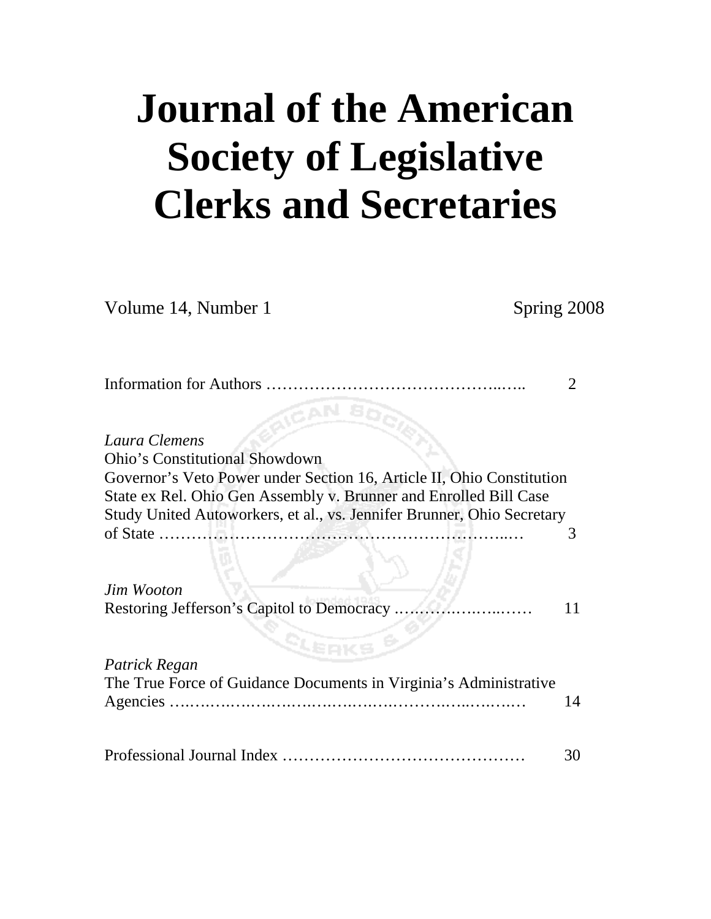# Journal of the American Society of Legislative Clerks and Secretaries

Volume 14, Number 1 Spring 2008

Information for Authors ……………………………………..….. 2

*Laura Clemens*
Ohio's Constitutional Showdown
Governor's Veto Power under Section 16, Article II, Ohio Constitution
State ex Rel. Ohio Gen Assembly v. Brunner and Enrolled Bill Case
Study United Autoworkers, et al., vs. Jennifer Brunner, Ohio Secretary of State ……………………………………………………..… 3

*Jim Wooton*
Restoring Jefferson's Capitol to Democracy .……….……..…… 11

*Patrick Regan*
The True Force of Guidance Documents in Virginia's Administrative Agencies ….…….…….….….….….………..…..….… 14

Professional Journal Index ……………………………………… 30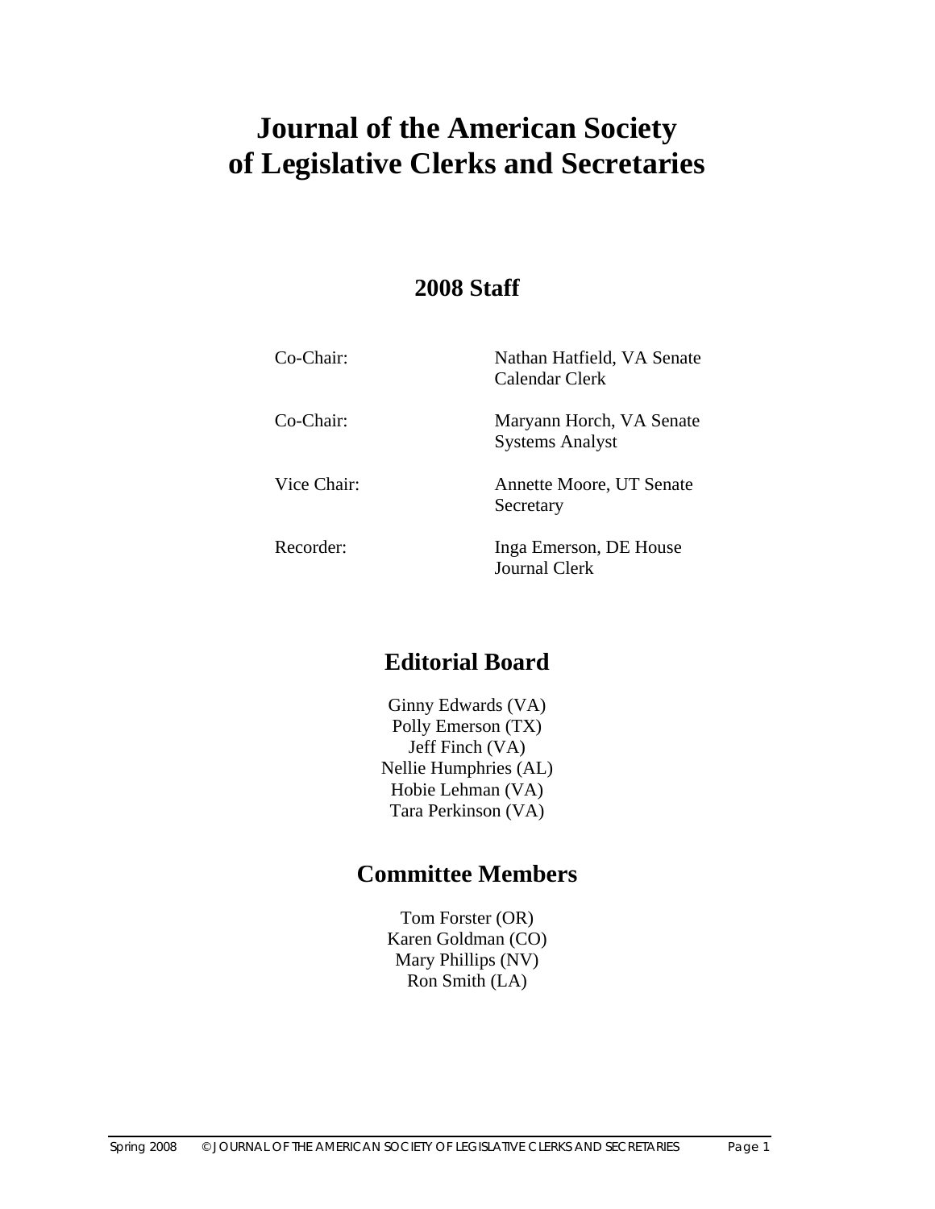# Journal of the American Society of Legislative Clerks and Secretaries

## 2008 Staff

| | |
|---|---|
| Co-Chair: | Nathan Hatfield, VA Senate Calendar Clerk |
| Co-Chair: | Maryann Horch, VA Senate Systems Analyst |
| Vice Chair: | Annette Moore, UT Senate Secretary |
| Recorder: | Inga Emerson, DE House Journal Clerk |

## Editorial Board

Ginny Edwards (VA)
Polly Emerson (TX)
Jeff Finch (VA)
Nellie Humphries (AL)
Hobie Lehman (VA)
Tara Perkinson (VA)

## Committee Members

Tom Forster (OR)
Karen Goldman (CO)
Mary Phillips (NV)
Ron Smith (LA)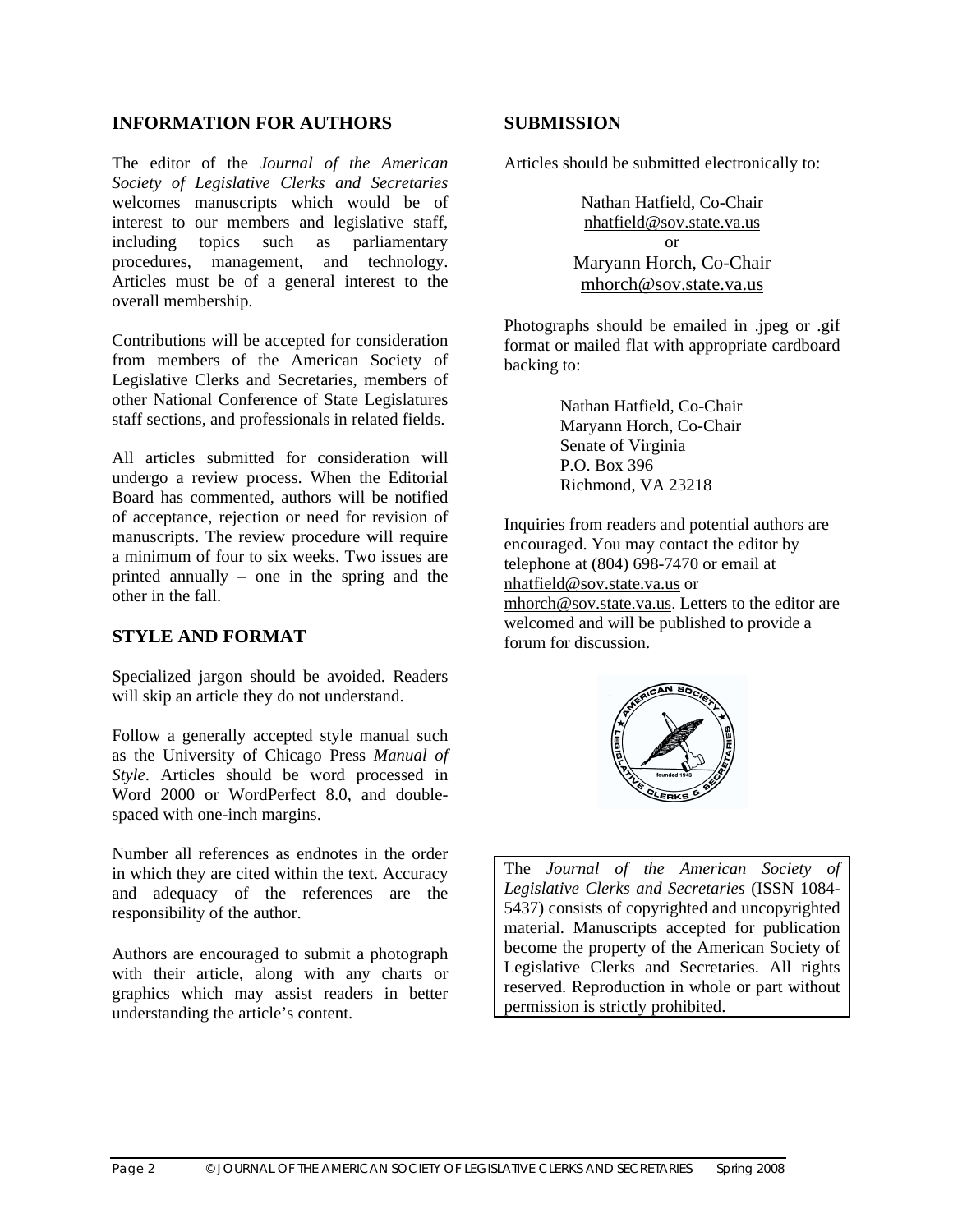## INFORMATION FOR AUTHORS

The editor of the *Journal of the American Society of Legislative Clerks and Secretaries* welcomes manuscripts which would be of interest to our members and legislative staff, including topics such as parliamentary procedures, management, and technology. Articles must be of a general interest to the overall membership.

Contributions will be accepted for consideration from members of the American Society of Legislative Clerks and Secretaries, members of other National Conference of State Legislatures staff sections, and professionals in related fields.

All articles submitted for consideration will undergo a review process. When the Editorial Board has commented, authors will be notified of acceptance, rejection or need for revision of manuscripts. The review procedure will require a minimum of four to six weeks. Two issues are printed annually – one in the spring and the other in the fall.

## STYLE AND FORMAT

Specialized jargon should be avoided. Readers will skip an article they do not understand.

Follow a generally accepted style manual such as the University of Chicago Press *Manual of Style*. Articles should be word processed in Word 2000 or WordPerfect 8.0, and double-spaced with one-inch margins.

Number all references as endnotes in the order in which they are cited within the text. Accuracy and adequacy of the references are the responsibility of the author.

Authors are encouraged to submit a photograph with their article, along with any charts or graphics which may assist readers in better understanding the article's content.

## SUBMISSION

Articles should be submitted electronically to:

Nathan Hatfield, Co-Chair
nhatfield@sov.state.va.us
or
Maryann Horch, Co-Chair
mhorch@sov.state.va.us

Photographs should be emailed in .jpeg or .gif format or mailed flat with appropriate cardboard backing to:

Nathan Hatfield, Co-Chair
Maryann Horch, Co-Chair
Senate of Virginia
P.O. Box 396
Richmond, VA 23218

Inquiries from readers and potential authors are encouraged. You may contact the editor by telephone at (804) 698-7470 or email at nhatfield@sov.state.va.us or mhorch@sov.state.va.us. Letters to the editor are welcomed and will be published to provide a forum for discussion.

The *Journal of the American Society of Legislative Clerks and Secretaries* (ISSN 1084-5437) consists of copyrighted and uncopyrighted material. Manuscripts accepted for publication become the property of the American Society of Legislative Clerks and Secretaries. All rights reserved. Reproduction in whole or part without permission is strictly prohibited.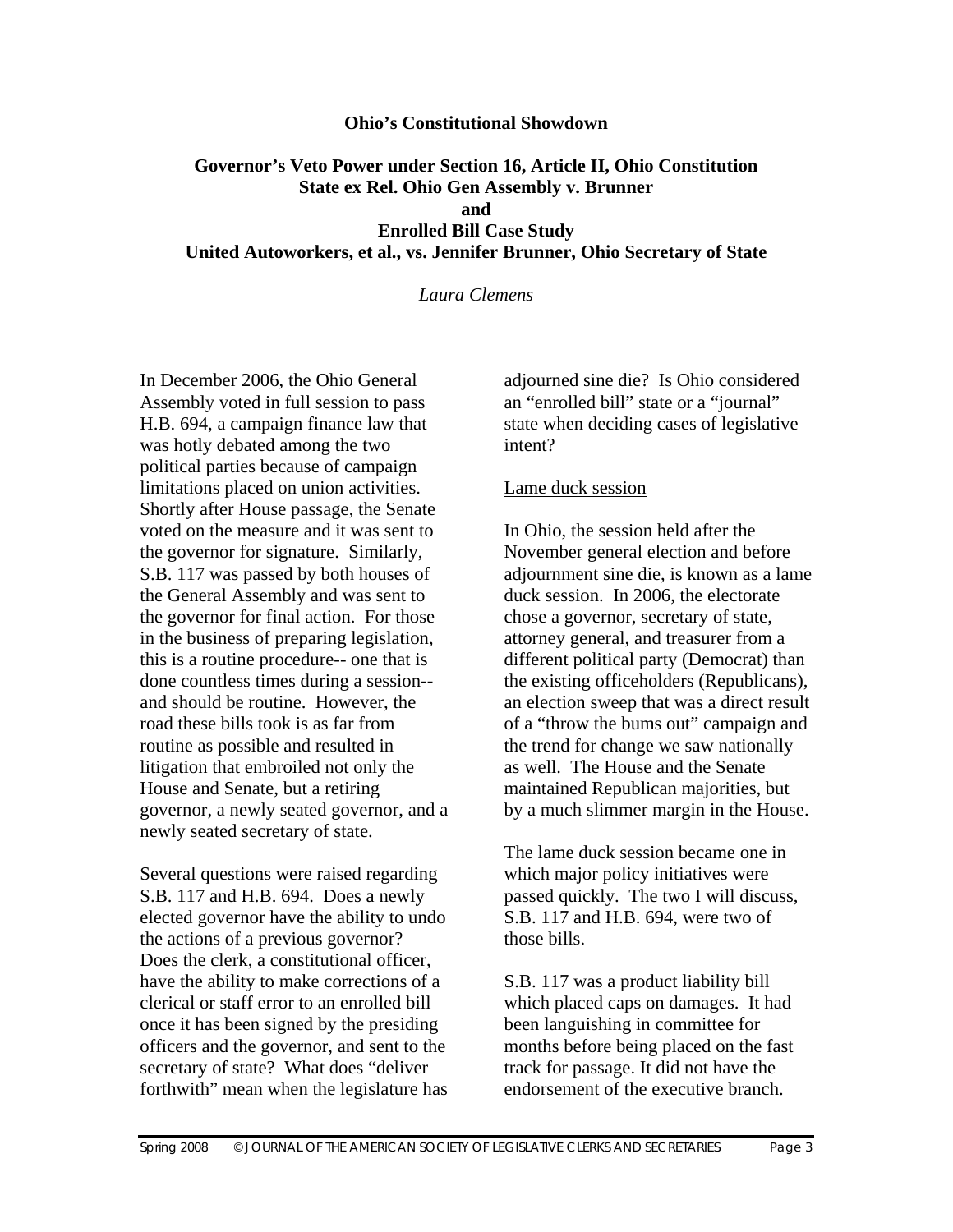**Ohio's Constitutional Showdown**

**Governor's Veto Power under Section 16, Article II, Ohio Constitution**
**State ex Rel. Ohio Gen Assembly v. Brunner**
**and**
**Enrolled Bill Case Study**
**United Autoworkers, et al., vs. Jennifer Brunner, Ohio Secretary of State**

*Laura Clemens*

In December 2006, the Ohio General Assembly voted in full session to pass H.B. 694, a campaign finance law that was hotly debated among the two political parties because of campaign limitations placed on union activities. Shortly after House passage, the Senate voted on the measure and it was sent to the governor for signature. Similarly, S.B. 117 was passed by both houses of the General Assembly and was sent to the governor for final action. For those in the business of preparing legislation, this is a routine procedure-- one that is done countless times during a session-- and should be routine. However, the road these bills took is as far from routine as possible and resulted in litigation that embroiled not only the House and Senate, but a retiring governor, a newly seated governor, and a newly seated secretary of state.

Several questions were raised regarding S.B. 117 and H.B. 694. Does a newly elected governor have the ability to undo the actions of a previous governor? Does the clerk, a constitutional officer, have the ability to make corrections of a clerical or staff error to an enrolled bill once it has been signed by the presiding officers and the governor, and sent to the secretary of state? What does "deliver forthwith" mean when the legislature has adjourned sine die? Is Ohio considered an "enrolled bill" state or a "journal" state when deciding cases of legislative intent?

Lame duck session

In Ohio, the session held after the November general election and before adjournment sine die, is known as a lame duck session. In 2006, the electorate chose a governor, secretary of state, attorney general, and treasurer from a different political party (Democrat) than the existing officeholders (Republicans), an election sweep that was a direct result of a "throw the bums out" campaign and the trend for change we saw nationally as well. The House and the Senate maintained Republican majorities, but by a much slimmer margin in the House.

The lame duck session became one in which major policy initiatives were passed quickly. The two I will discuss, S.B. 117 and H.B. 694, were two of those bills.

S.B. 117 was a product liability bill which placed caps on damages. It had been languishing in committee for months before being placed on the fast track for passage. It did not have the endorsement of the executive branch.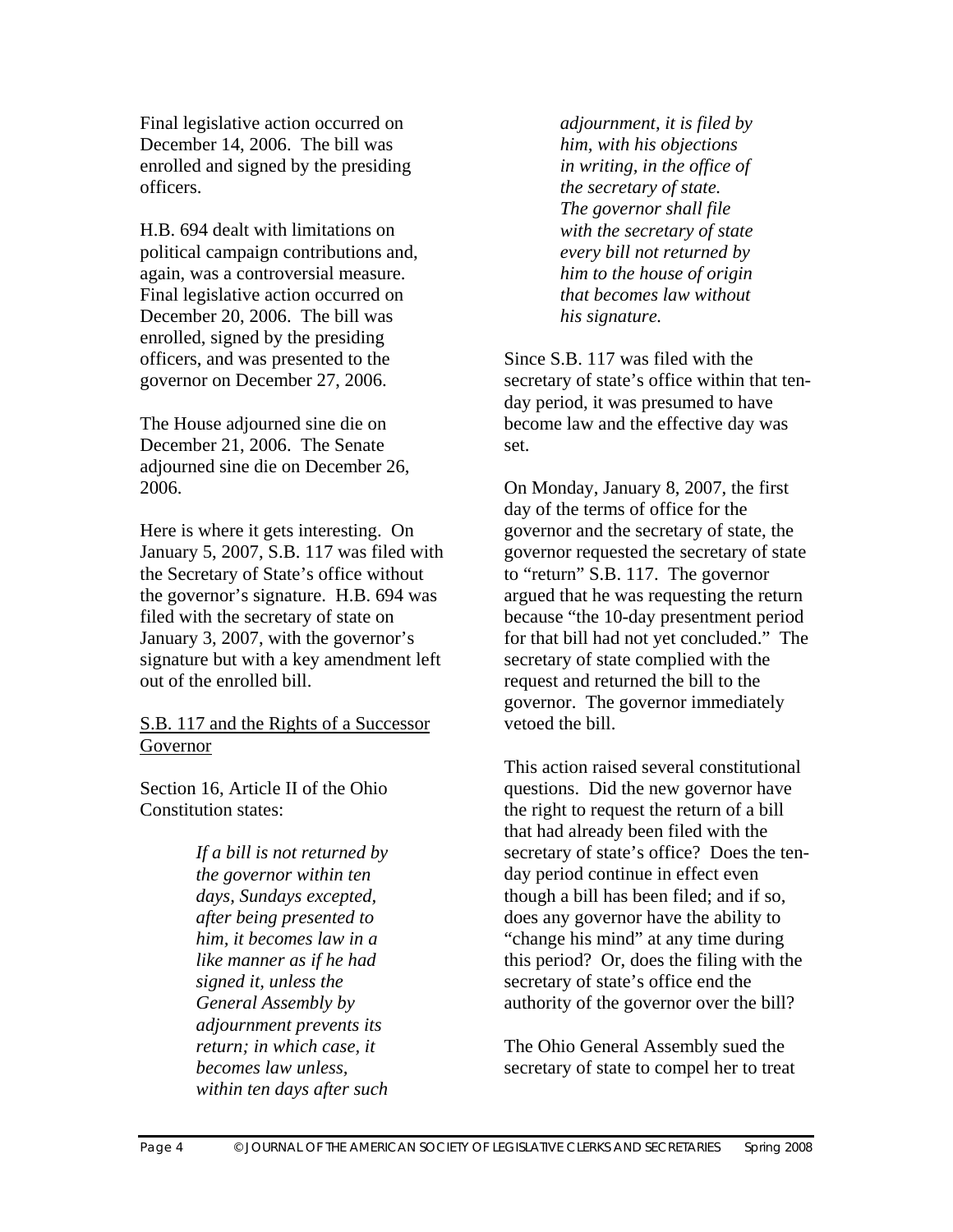Final legislative action occurred on December 14, 2006. The bill was enrolled and signed by the presiding officers.

H.B. 694 dealt with limitations on political campaign contributions and, again, was a controversial measure. Final legislative action occurred on December 20, 2006. The bill was enrolled, signed by the presiding officers, and was presented to the governor on December 27, 2006.

The House adjourned sine die on December 21, 2006. The Senate adjourned sine die on December 26, 2006.

Here is where it gets interesting. On January 5, 2007, S.B. 117 was filed with the Secretary of State's office without the governor's signature. H.B. 694 was filed with the secretary of state on January 3, 2007, with the governor's signature but with a key amendment left out of the enrolled bill.

## S.B. 117 and the Rights of a Successor Governor

Section 16, Article II of the Ohio Constitution states:

> *If a bill is not returned by the governor within ten days, Sundays excepted, after being presented to him, it becomes law in a like manner as if he had signed it, unless the General Assembly by adjournment prevents its return; in which case, it becomes law unless, within ten days after such adjournment, it is filed by him, with his objections in writing, in the office of the secretary of state. The governor shall file with the secretary of state every bill not returned by him to the house of origin that becomes law without his signature.*

Since S.B. 117 was filed with the secretary of state's office within that ten-day period, it was presumed to have become law and the effective day was set.

On Monday, January 8, 2007, the first day of the terms of office for the governor and the secretary of state, the governor requested the secretary of state to "return" S.B. 117. The governor argued that he was requesting the return because "the 10-day presentment period for that bill had not yet concluded." The secretary of state complied with the request and returned the bill to the governor. The governor immediately vetoed the bill.

This action raised several constitutional questions. Did the new governor have the right to request the return of a bill that had already been filed with the secretary of state's office? Does the ten-day period continue in effect even though a bill has been filed; and if so, does any governor have the ability to "change his mind" at any time during this period? Or, does the filing with the secretary of state's office end the authority of the governor over the bill?

The Ohio General Assembly sued the secretary of state to compel her to treat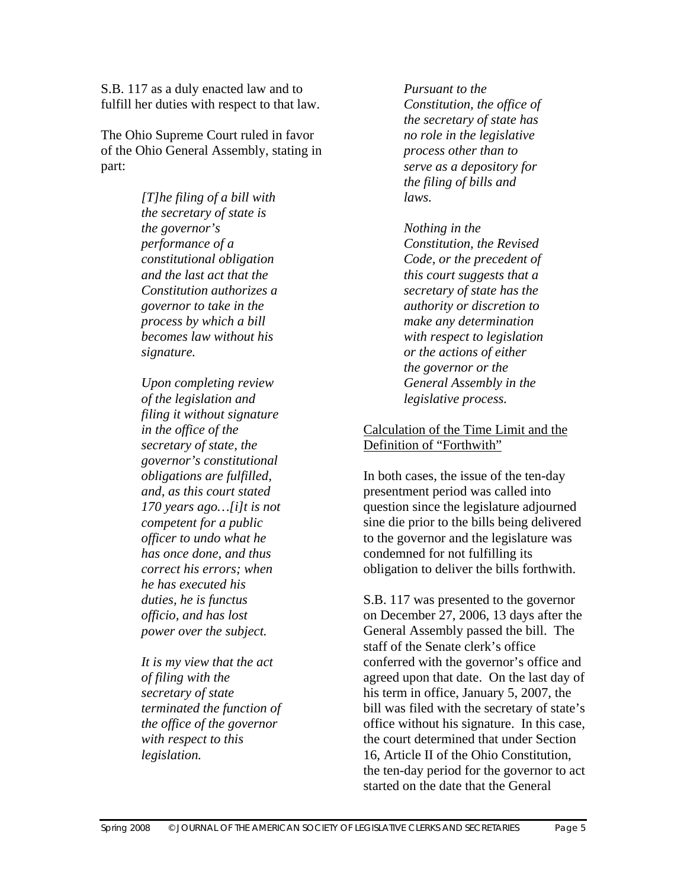S.B. 117 as a duly enacted law and to fulfill her duties with respect to that law.

The Ohio Supreme Court ruled in favor of the Ohio General Assembly, stating in part:

> *[T]he filing of a bill with the secretary of state is the governor's performance of a constitutional obligation and the last act that the Constitution authorizes a governor to take in the process by which a bill becomes law without his signature.*
>
> *Upon completing review of the legislation and filing it without signature in the office of the secretary of state, the governor's constitutional obligations are fulfilled, and, as this court stated 170 years ago…[i]t is not competent for a public officer to undo what he has once done, and thus correct his errors; when he has executed his duties, he is functus officio, and has lost power over the subject.*
>
> *It is my view that the act of filing with the secretary of state terminated the function of the office of the governor with respect to this legislation.*
>
> *Pursuant to the Constitution, the office of the secretary of state has no role in the legislative process other than to serve as a depository for the filing of bills and laws.*
>
> *Nothing in the Constitution, the Revised Code, or the precedent of this court suggests that a secretary of state has the authority or discretion to make any determination with respect to legislation or the actions of either the governor or the General Assembly in the legislative process.*

Calculation of the Time Limit and the Definition of "Forthwith"

In both cases, the issue of the ten-day presentment period was called into question since the legislature adjourned sine die prior to the bills being delivered to the governor and the legislature was condemned for not fulfilling its obligation to deliver the bills forthwith.

S.B. 117 was presented to the governor on December 27, 2006, 13 days after the General Assembly passed the bill. The staff of the Senate clerk's office conferred with the governor's office and agreed upon that date. On the last day of his term in office, January 5, 2007, the bill was filed with the secretary of state's office without his signature. In this case, the court determined that under Section 16, Article II of the Ohio Constitution, the ten-day period for the governor to act started on the date that the General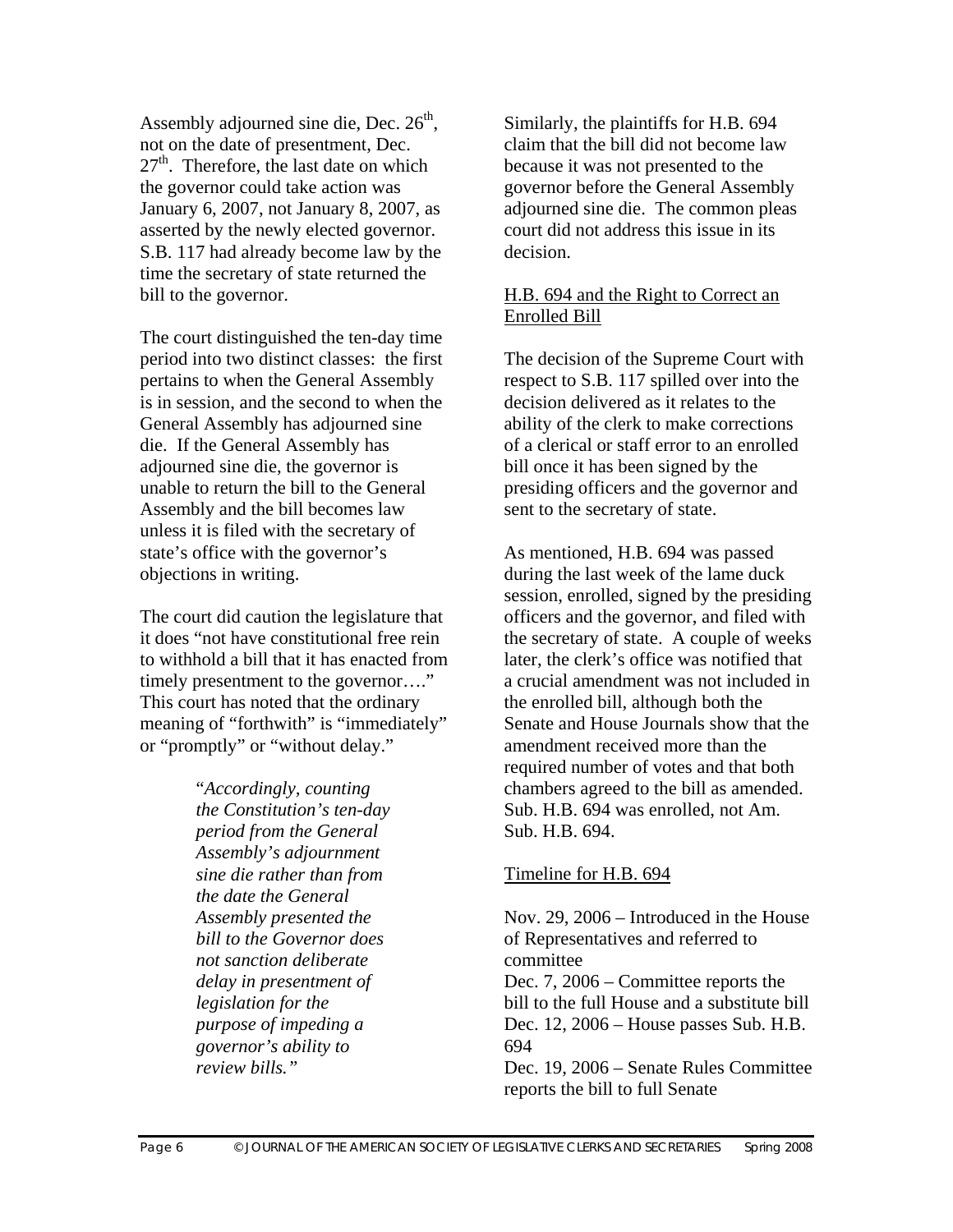Assembly adjourned sine die, Dec. 26th, not on the date of presentment, Dec. 27th. Therefore, the last date on which the governor could take action was January 6, 2007, not January 8, 2007, as asserted by the newly elected governor. S.B. 117 had already become law by the time the secretary of state returned the bill to the governor.

The court distinguished the ten-day time period into two distinct classes: the first pertains to when the General Assembly is in session, and the second to when the General Assembly has adjourned sine die. If the General Assembly has adjourned sine die, the governor is unable to return the bill to the General Assembly and the bill becomes law unless it is filed with the secretary of state's office with the governor's objections in writing.

The court did caution the legislature that it does "not have constitutional free rein to withhold a bill that it has enacted from timely presentment to the governor…." This court has noted that the ordinary meaning of "forthwith" is "immediately" or "promptly" or "without delay."

> "*Accordingly, counting the Constitution's ten-day period from the General Assembly's adjournment sine die rather than from the date the General Assembly presented the bill to the Governor does not sanction deliberate delay in presentment of legislation for the purpose of impeding a governor's ability to review bills.*"

Similarly, the plaintiffs for H.B. 694 claim that the bill did not become law because it was not presented to the governor before the General Assembly adjourned sine die. The common pleas court did not address this issue in its decision.

## H.B. 694 and the Right to Correct an Enrolled Bill

The decision of the Supreme Court with respect to S.B. 117 spilled over into the decision delivered as it relates to the ability of the clerk to make corrections of a clerical or staff error to an enrolled bill once it has been signed by the presiding officers and the governor and sent to the secretary of state.

As mentioned, H.B. 694 was passed during the last week of the lame duck session, enrolled, signed by the presiding officers and the governor, and filed with the secretary of state. A couple of weeks later, the clerk's office was notified that a crucial amendment was not included in the enrolled bill, although both the Senate and House Journals show that the amendment received more than the required number of votes and that both chambers agreed to the bill as amended. Sub. H.B. 694 was enrolled, not Am. Sub. H.B. 694.

## Timeline for H.B. 694

Nov. 29, 2006 – Introduced in the House of Representatives and referred to committee
Dec. 7, 2006 – Committee reports the bill to the full House and a substitute bill
Dec. 12, 2006 – House passes Sub. H.B. 694
Dec. 19, 2006 – Senate Rules Committee reports the bill to full Senate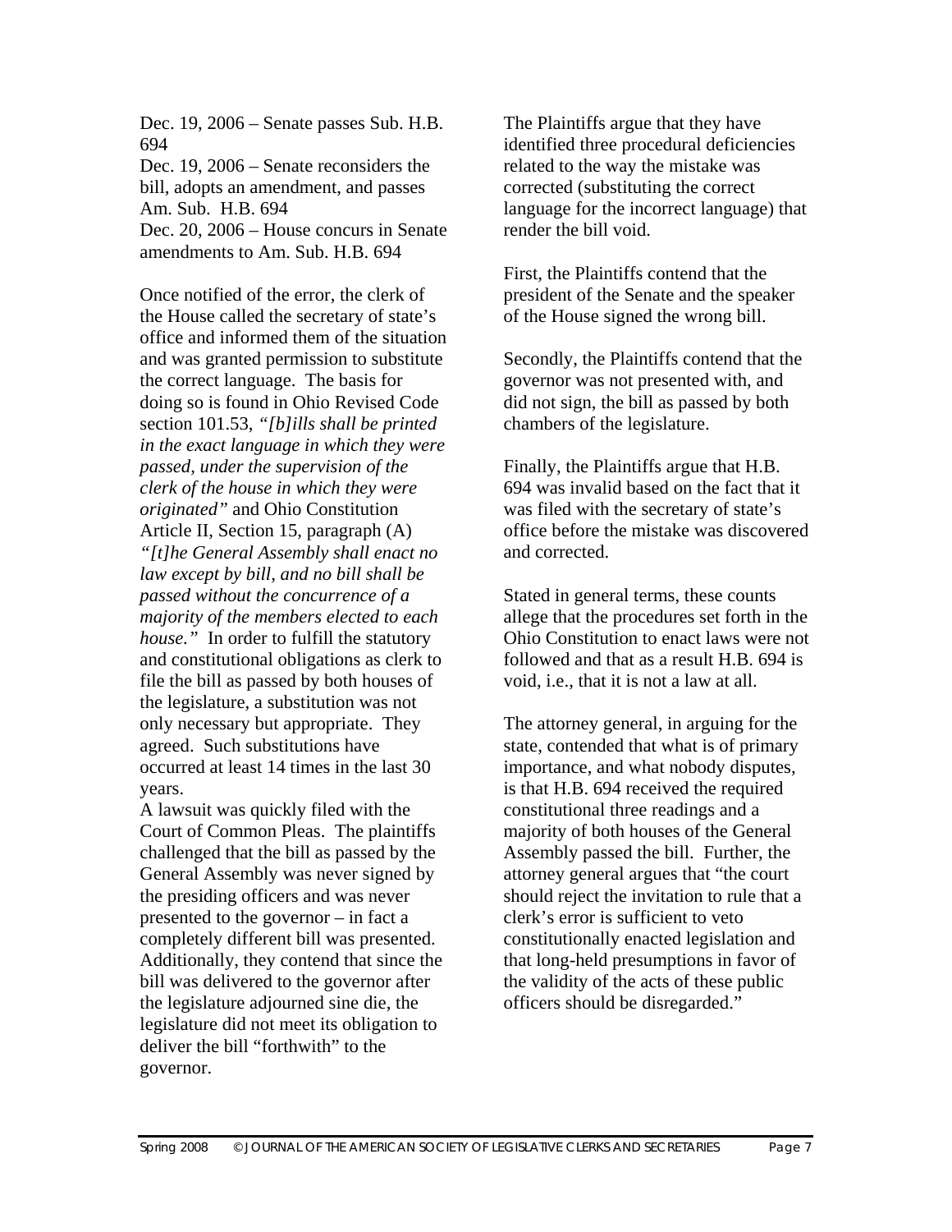Dec. 19, 2006 – Senate passes Sub. H.B. 694
Dec. 19, 2006 – Senate reconsiders the bill, adopts an amendment, and passes Am. Sub. H.B. 694
Dec. 20, 2006 – House concurs in Senate amendments to Am. Sub. H.B. 694

Once notified of the error, the clerk of the House called the secretary of state's office and informed them of the situation and was granted permission to substitute the correct language. The basis for doing so is found in Ohio Revised Code section 101.53, *"[b]ills shall be printed in the exact language in which they were passed, under the supervision of the clerk of the house in which they were originated"* and Ohio Constitution Article II, Section 15, paragraph (A) *"[t]he General Assembly shall enact no law except by bill, and no bill shall be passed without the concurrence of a majority of the members elected to each house."* In order to fulfill the statutory and constitutional obligations as clerk to file the bill as passed by both houses of the legislature, a substitution was not only necessary but appropriate. They agreed. Such substitutions have occurred at least 14 times in the last 30 years.

A lawsuit was quickly filed with the Court of Common Pleas. The plaintiffs challenged that the bill as passed by the General Assembly was never signed by the presiding officers and was never presented to the governor – in fact a completely different bill was presented. Additionally, they contend that since the bill was delivered to the governor after the legislature adjourned sine die, the legislature did not meet its obligation to deliver the bill "forthwith" to the governor.

The Plaintiffs argue that they have identified three procedural deficiencies related to the way the mistake was corrected (substituting the correct language for the incorrect language) that render the bill void.

First, the Plaintiffs contend that the president of the Senate and the speaker of the House signed the wrong bill.

Secondly, the Plaintiffs contend that the governor was not presented with, and did not sign, the bill as passed by both chambers of the legislature.

Finally, the Plaintiffs argue that H.B. 694 was invalid based on the fact that it was filed with the secretary of state's office before the mistake was discovered and corrected.

Stated in general terms, these counts allege that the procedures set forth in the Ohio Constitution to enact laws were not followed and that as a result H.B. 694 is void, i.e., that it is not a law at all.

The attorney general, in arguing for the state, contended that what is of primary importance, and what nobody disputes, is that H.B. 694 received the required constitutional three readings and a majority of both houses of the General Assembly passed the bill. Further, the attorney general argues that "the court should reject the invitation to rule that a clerk's error is sufficient to veto constitutionally enacted legislation and that long-held presumptions in favor of the validity of the acts of these public officers should be disregarded."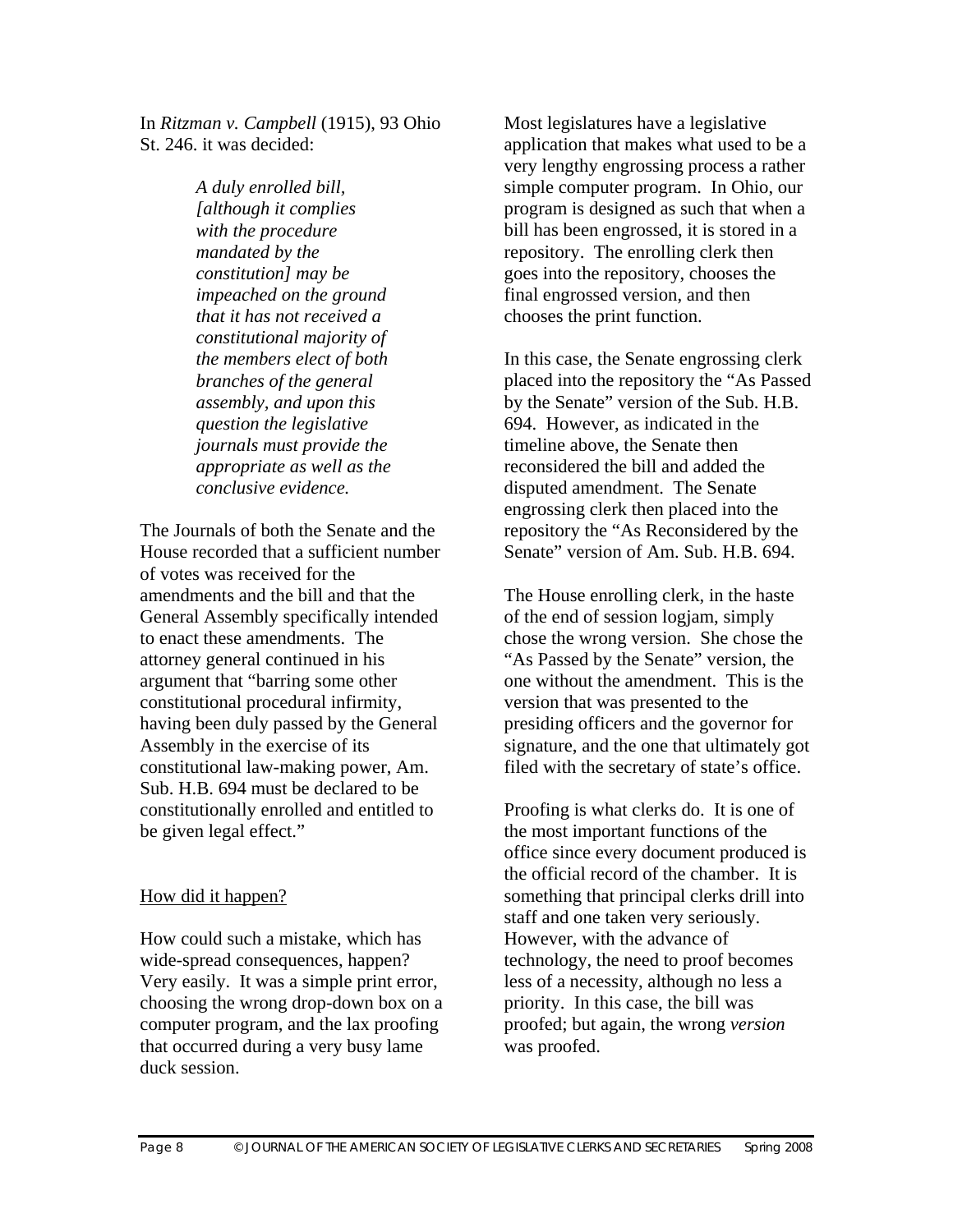In *Ritzman v. Campbell* (1915), 93 Ohio St. 246. it was decided:

> *A duly enrolled bill, [although it complies with the procedure mandated by the constitution] may be impeached on the ground that it has not received a constitutional majority of the members elect of both branches of the general assembly, and upon this question the legislative journals must provide the appropriate as well as the conclusive evidence.*

The Journals of both the Senate and the House recorded that a sufficient number of votes was received for the amendments and the bill and that the General Assembly specifically intended to enact these amendments. The attorney general continued in his argument that "barring some other constitutional procedural infirmity, having been duly passed by the General Assembly in the exercise of its constitutional law-making power, Am. Sub. H.B. 694 must be declared to be constitutionally enrolled and entitled to be given legal effect."

## How did it happen?

How could such a mistake, which has wide-spread consequences, happen? Very easily. It was a simple print error, choosing the wrong drop-down box on a computer program, and the lax proofing that occurred during a very busy lame duck session.

Most legislatures have a legislative application that makes what used to be a very lengthy engrossing process a rather simple computer program. In Ohio, our program is designed as such that when a bill has been engrossed, it is stored in a repository. The enrolling clerk then goes into the repository, chooses the final engrossed version, and then chooses the print function.

In this case, the Senate engrossing clerk placed into the repository the "As Passed by the Senate" version of the Sub. H.B. 694. However, as indicated in the timeline above, the Senate then reconsidered the bill and added the disputed amendment. The Senate engrossing clerk then placed into the repository the "As Reconsidered by the Senate" version of Am. Sub. H.B. 694.

The House enrolling clerk, in the haste of the end of session logjam, simply chose the wrong version. She chose the "As Passed by the Senate" version, the one without the amendment. This is the version that was presented to the presiding officers and the governor for signature, and the one that ultimately got filed with the secretary of state's office.

Proofing is what clerks do. It is one of the most important functions of the office since every document produced is the official record of the chamber. It is something that principal clerks drill into staff and one taken very seriously. However, with the advance of technology, the need to proof becomes less of a necessity, although no less a priority. In this case, the bill was proofed; but again, the wrong *version* was proofed.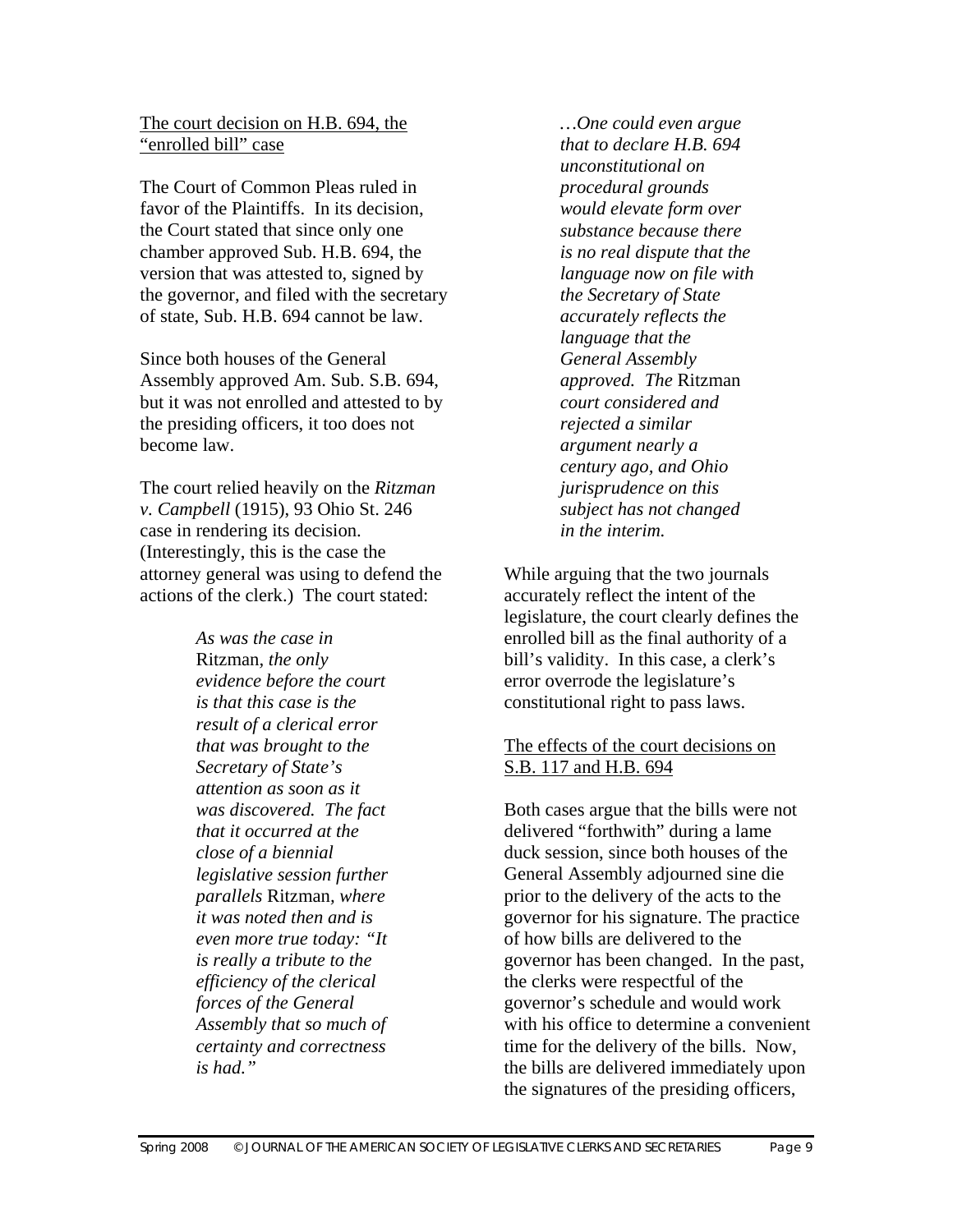## The court decision on H.B. 694, the "enrolled bill" case

The Court of Common Pleas ruled in favor of the Plaintiffs. In its decision, the Court stated that since only one chamber approved Sub. H.B. 694, the version that was attested to, signed by the governor, and filed with the secretary of state, Sub. H.B. 694 cannot be law.

Since both houses of the General Assembly approved Am. Sub. S.B. 694, but it was not enrolled and attested to by the presiding officers, it too does not become law.

The court relied heavily on the *Ritzman v. Campbell* (1915), 93 Ohio St. 246 case in rendering its decision. (Interestingly, this is the case the attorney general was using to defend the actions of the clerk.) The court stated:

> *As was the case in* Ritzman*, the only evidence before the court is that this case is the result of a clerical error that was brought to the Secretary of State's attention as soon as it was discovered. The fact that it occurred at the close of a biennial legislative session further parallels* Ritzman*, where it was noted then and is even more true today: "It is really a tribute to the efficiency of the clerical forces of the General Assembly that so much of certainty and correctness is had."*
>
> *…One could even argue that to declare H.B. 694 unconstitutional on procedural grounds would elevate form over substance because there is no real dispute that the language now on file with the Secretary of State accurately reflects the language that the General Assembly approved. The* Ritzman *court considered and rejected a similar argument nearly a century ago, and Ohio jurisprudence on this subject has not changed in the interim.*

While arguing that the two journals accurately reflect the intent of the legislature, the court clearly defines the enrolled bill as the final authority of a bill's validity. In this case, a clerk's error overrode the legislature's constitutional right to pass laws.

## The effects of the court decisions on S.B. 117 and H.B. 694

Both cases argue that the bills were not delivered "forthwith" during a lame duck session, since both houses of the General Assembly adjourned sine die prior to the delivery of the acts to the governor for his signature. The practice of how bills are delivered to the governor has been changed. In the past, the clerks were respectful of the governor's schedule and would work with his office to determine a convenient time for the delivery of the bills. Now, the bills are delivered immediately upon the signatures of the presiding officers,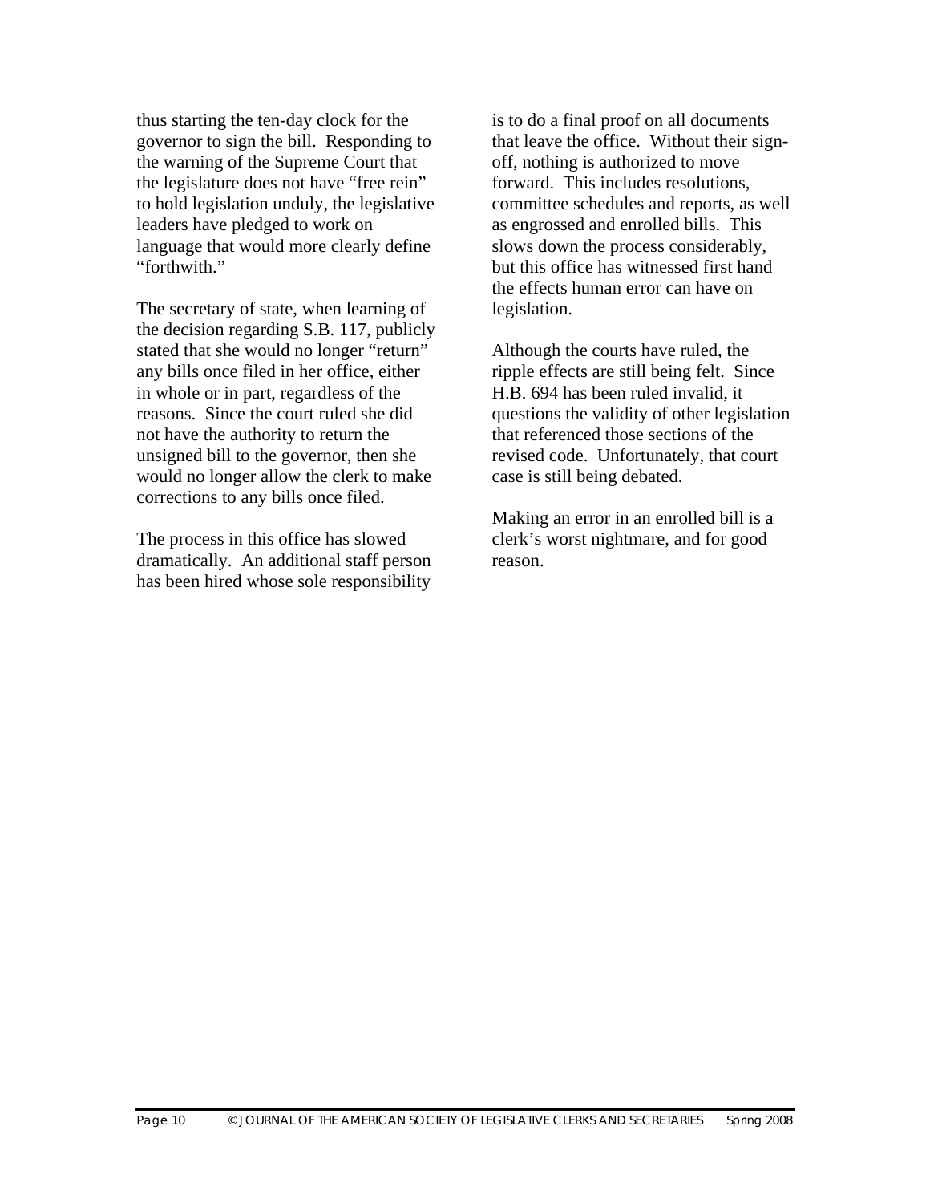thus starting the ten-day clock for the governor to sign the bill. Responding to the warning of the Supreme Court that the legislature does not have "free rein" to hold legislation unduly, the legislative leaders have pledged to work on language that would more clearly define "forthwith."

The secretary of state, when learning of the decision regarding S.B. 117, publicly stated that she would no longer "return" any bills once filed in her office, either in whole or in part, regardless of the reasons. Since the court ruled she did not have the authority to return the unsigned bill to the governor, then she would no longer allow the clerk to make corrections to any bills once filed.

The process in this office has slowed dramatically. An additional staff person has been hired whose sole responsibility is to do a final proof on all documents that leave the office. Without their sign-off, nothing is authorized to move forward. This includes resolutions, committee schedules and reports, as well as engrossed and enrolled bills. This slows down the process considerably, but this office has witnessed first hand the effects human error can have on legislation.

Although the courts have ruled, the ripple effects are still being felt. Since H.B. 694 has been ruled invalid, it questions the validity of other legislation that referenced those sections of the revised code. Unfortunately, that court case is still being debated.

Making an error in an enrolled bill is a clerk's worst nightmare, and for good reason.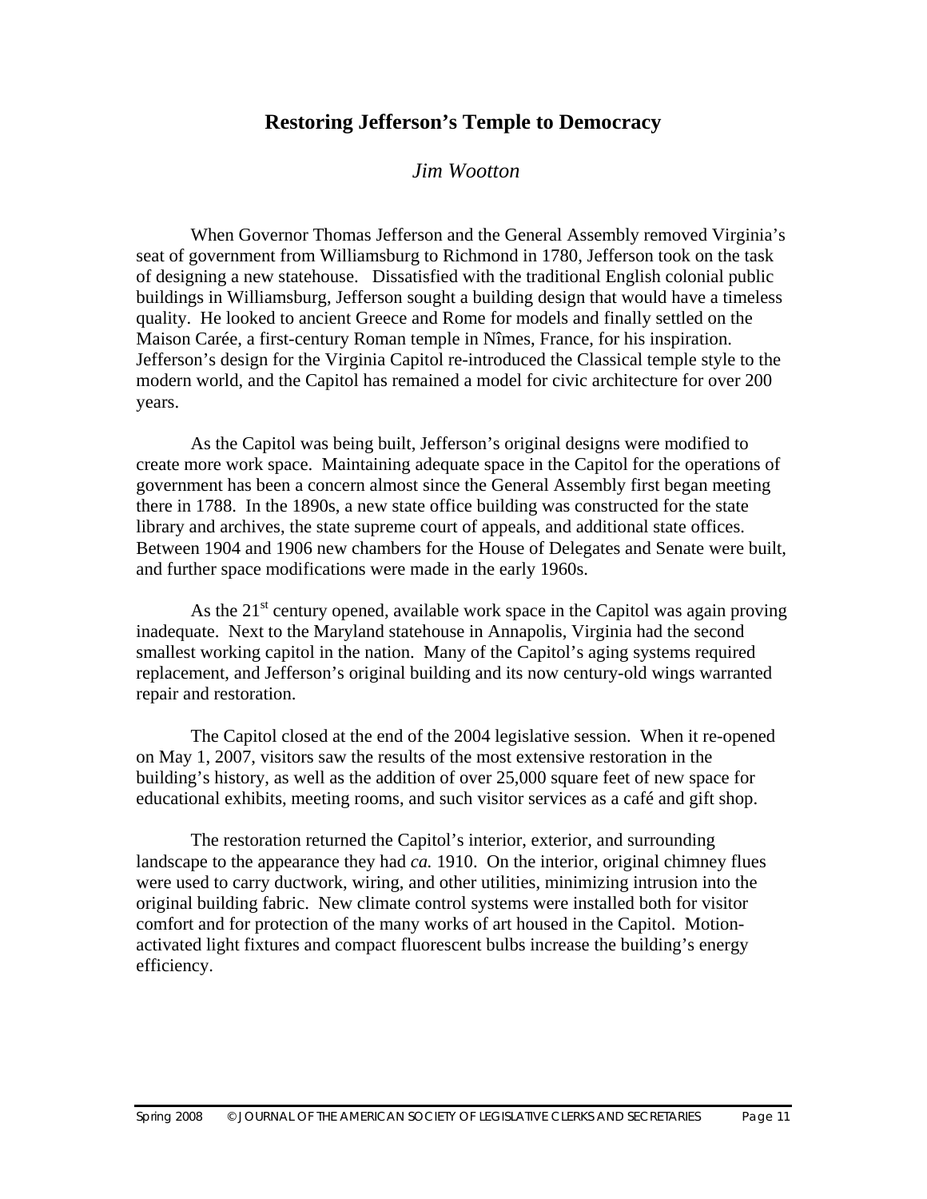# Restoring Jefferson's Temple to Democracy

*Jim Wootton*

When Governor Thomas Jefferson and the General Assembly removed Virginia's seat of government from Williamsburg to Richmond in 1780, Jefferson took on the task of designing a new statehouse. Dissatisfied with the traditional English colonial public buildings in Williamsburg, Jefferson sought a building design that would have a timeless quality. He looked to ancient Greece and Rome for models and finally settled on the Maison Carée, a first-century Roman temple in Nîmes, France, for his inspiration. Jefferson's design for the Virginia Capitol re-introduced the Classical temple style to the modern world, and the Capitol has remained a model for civic architecture for over 200 years.

As the Capitol was being built, Jefferson's original designs were modified to create more work space. Maintaining adequate space in the Capitol for the operations of government has been a concern almost since the General Assembly first began meeting there in 1788. In the 1890s, a new state office building was constructed for the state library and archives, the state supreme court of appeals, and additional state offices. Between 1904 and 1906 new chambers for the House of Delegates and Senate were built, and further space modifications were made in the early 1960s.

As the 21st century opened, available work space in the Capitol was again proving inadequate. Next to the Maryland statehouse in Annapolis, Virginia had the second smallest working capitol in the nation. Many of the Capitol's aging systems required replacement, and Jefferson's original building and its now century-old wings warranted repair and restoration.

The Capitol closed at the end of the 2004 legislative session. When it re-opened on May 1, 2007, visitors saw the results of the most extensive restoration in the building's history, as well as the addition of over 25,000 square feet of new space for educational exhibits, meeting rooms, and such visitor services as a café and gift shop.

The restoration returned the Capitol's interior, exterior, and surrounding landscape to the appearance they had *ca.* 1910. On the interior, original chimney flues were used to carry ductwork, wiring, and other utilities, minimizing intrusion into the original building fabric. New climate control systems were installed both for visitor comfort and for protection of the many works of art housed in the Capitol. Motion-activated light fixtures and compact fluorescent bulbs increase the building's energy efficiency.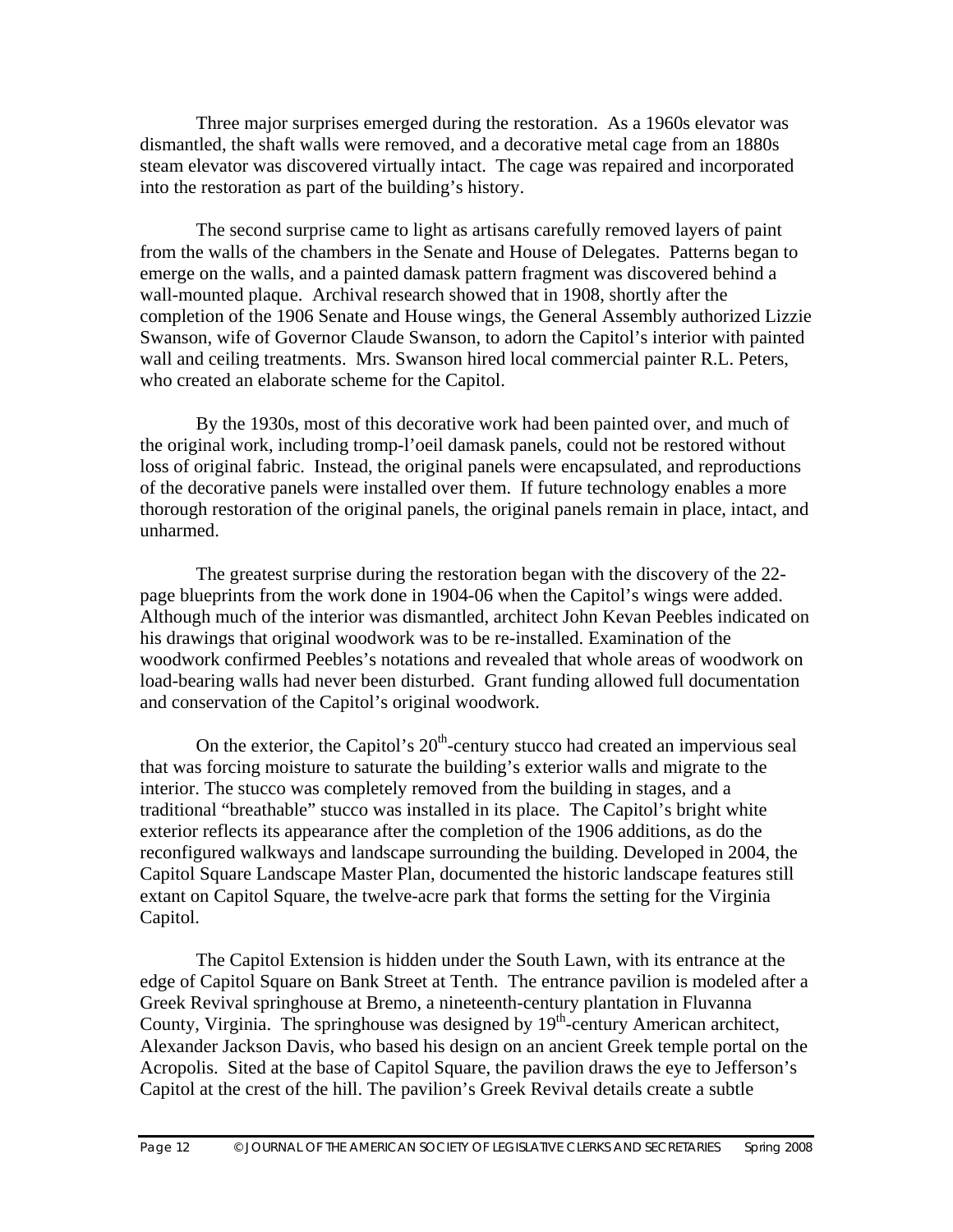Three major surprises emerged during the restoration. As a 1960s elevator was dismantled, the shaft walls were removed, and a decorative metal cage from an 1880s steam elevator was discovered virtually intact. The cage was repaired and incorporated into the restoration as part of the building's history.

The second surprise came to light as artisans carefully removed layers of paint from the walls of the chambers in the Senate and House of Delegates. Patterns began to emerge on the walls, and a painted damask pattern fragment was discovered behind a wall-mounted plaque. Archival research showed that in 1908, shortly after the completion of the 1906 Senate and House wings, the General Assembly authorized Lizzie Swanson, wife of Governor Claude Swanson, to adorn the Capitol's interior with painted wall and ceiling treatments. Mrs. Swanson hired local commercial painter R.L. Peters, who created an elaborate scheme for the Capitol.

By the 1930s, most of this decorative work had been painted over, and much of the original work, including tromp-l'oeil damask panels, could not be restored without loss of original fabric. Instead, the original panels were encapsulated, and reproductions of the decorative panels were installed over them. If future technology enables a more thorough restoration of the original panels, the original panels remain in place, intact, and unharmed.

The greatest surprise during the restoration began with the discovery of the 22-page blueprints from the work done in 1904-06 when the Capitol's wings were added. Although much of the interior was dismantled, architect John Kevan Peebles indicated on his drawings that original woodwork was to be re-installed. Examination of the woodwork confirmed Peebles's notations and revealed that whole areas of woodwork on load-bearing walls had never been disturbed. Grant funding allowed full documentation and conservation of the Capitol's original woodwork.

On the exterior, the Capitol's 20th-century stucco had created an impervious seal that was forcing moisture to saturate the building's exterior walls and migrate to the interior. The stucco was completely removed from the building in stages, and a traditional "breathable" stucco was installed in its place. The Capitol's bright white exterior reflects its appearance after the completion of the 1906 additions, as do the reconfigured walkways and landscape surrounding the building. Developed in 2004, the Capitol Square Landscape Master Plan, documented the historic landscape features still extant on Capitol Square, the twelve-acre park that forms the setting for the Virginia Capitol.

The Capitol Extension is hidden under the South Lawn, with its entrance at the edge of Capitol Square on Bank Street at Tenth. The entrance pavilion is modeled after a Greek Revival springhouse at Bremo, a nineteenth-century plantation in Fluvanna County, Virginia. The springhouse was designed by 19th-century American architect, Alexander Jackson Davis, who based his design on an ancient Greek temple portal on the Acropolis. Sited at the base of Capitol Square, the pavilion draws the eye to Jefferson's Capitol at the crest of the hill. The pavilion's Greek Revival details create a subtle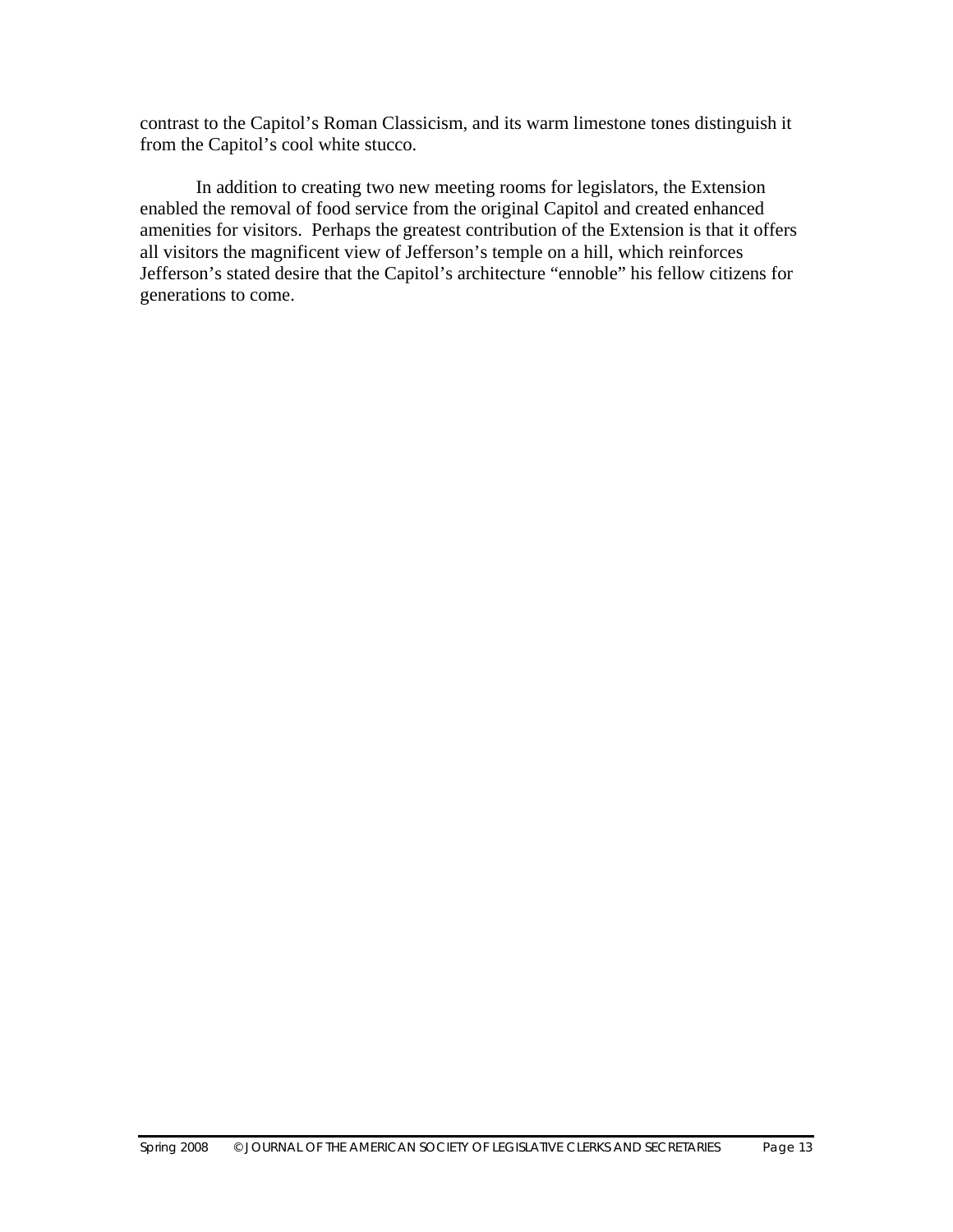contrast to the Capitol's Roman Classicism, and its warm limestone tones distinguish it from the Capitol's cool white stucco.

In addition to creating two new meeting rooms for legislators, the Extension enabled the removal of food service from the original Capitol and created enhanced amenities for visitors. Perhaps the greatest contribution of the Extension is that it offers all visitors the magnificent view of Jefferson's temple on a hill, which reinforces Jefferson's stated desire that the Capitol's architecture "ennoble" his fellow citizens for generations to come.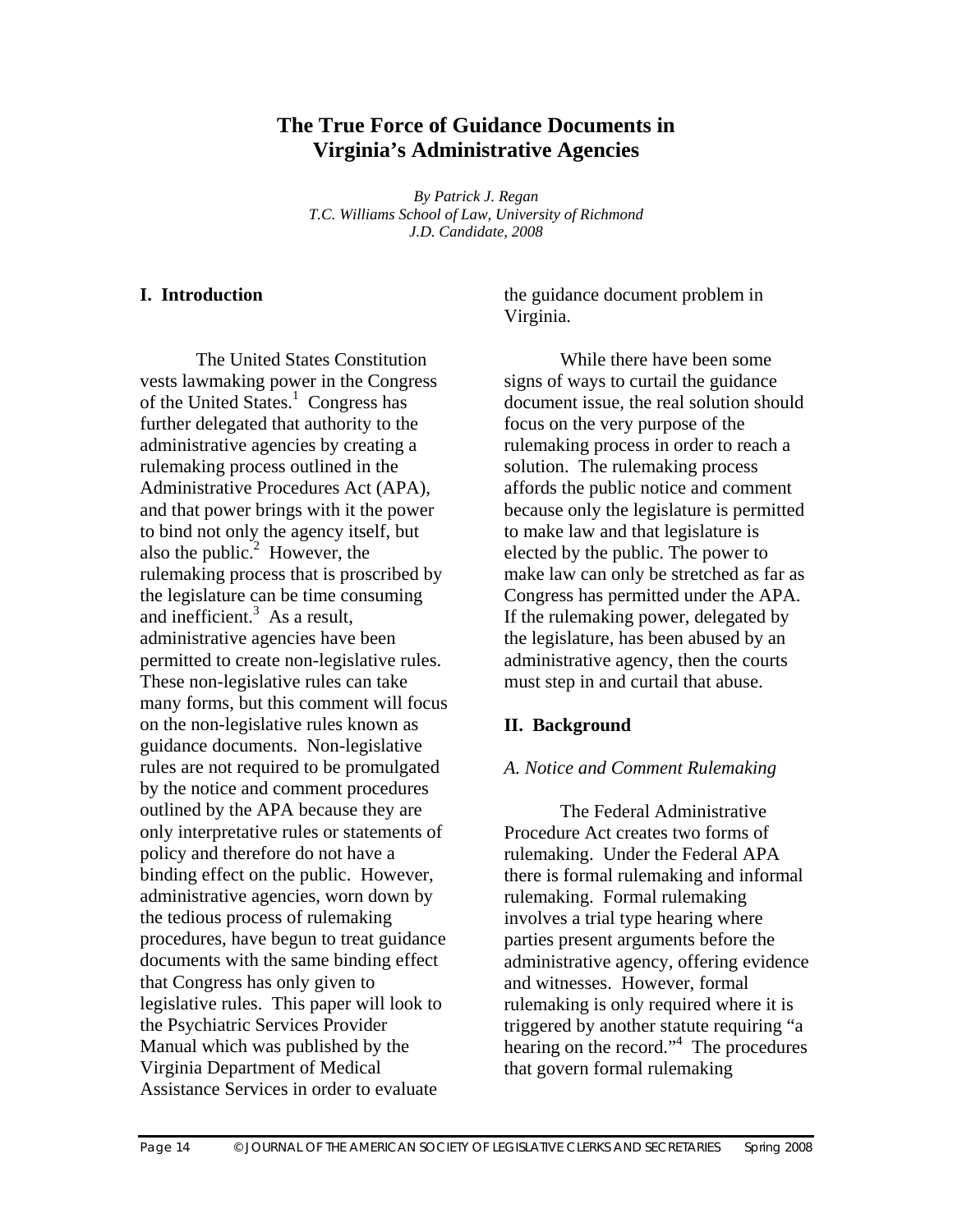# The True Force of Guidance Documents in Virginia's Administrative Agencies

*By Patrick J. Regan*
*T.C. Williams School of Law, University of Richmond*
*J.D. Candidate, 2008*

## I. Introduction

The United States Constitution vests lawmaking power in the Congress of the United States.[1] Congress has further delegated that authority to the administrative agencies by creating a rulemaking process outlined in the Administrative Procedures Act (APA), and that power brings with it the power to bind not only the agency itself, but also the public.[2] However, the rulemaking process that is proscribed by the legislature can be time consuming and inefficient.[3] As a result, administrative agencies have been permitted to create non-legislative rules. These non-legislative rules can take many forms, but this comment will focus on the non-legislative rules known as guidance documents. Non-legislative rules are not required to be promulgated by the notice and comment procedures outlined by the APA because they are only interpretative rules or statements of policy and therefore do not have a binding effect on the public. However, administrative agencies, worn down by the tedious process of rulemaking procedures, have begun to treat guidance documents with the same binding effect that Congress has only given to legislative rules. This paper will look to the Psychiatric Services Provider Manual which was published by the Virginia Department of Medical Assistance Services in order to evaluate the guidance document problem in Virginia.

While there have been some signs of ways to curtail the guidance document issue, the real solution should focus on the very purpose of the rulemaking process in order to reach a solution. The rulemaking process affords the public notice and comment because only the legislature is permitted to make law and that legislature is elected by the public. The power to make law can only be stretched as far as Congress has permitted under the APA. If the rulemaking power, delegated by the legislature, has been abused by an administrative agency, then the courts must step in and curtail that abuse.

## II. Background

### *A. Notice and Comment Rulemaking*

The Federal Administrative Procedure Act creates two forms of rulemaking. Under the Federal APA there is formal rulemaking and informal rulemaking. Formal rulemaking involves a trial type hearing where parties present arguments before the administrative agency, offering evidence and witnesses. However, formal rulemaking is only required where it is triggered by another statute requiring "a hearing on the record."[4] The procedures that govern formal rulemaking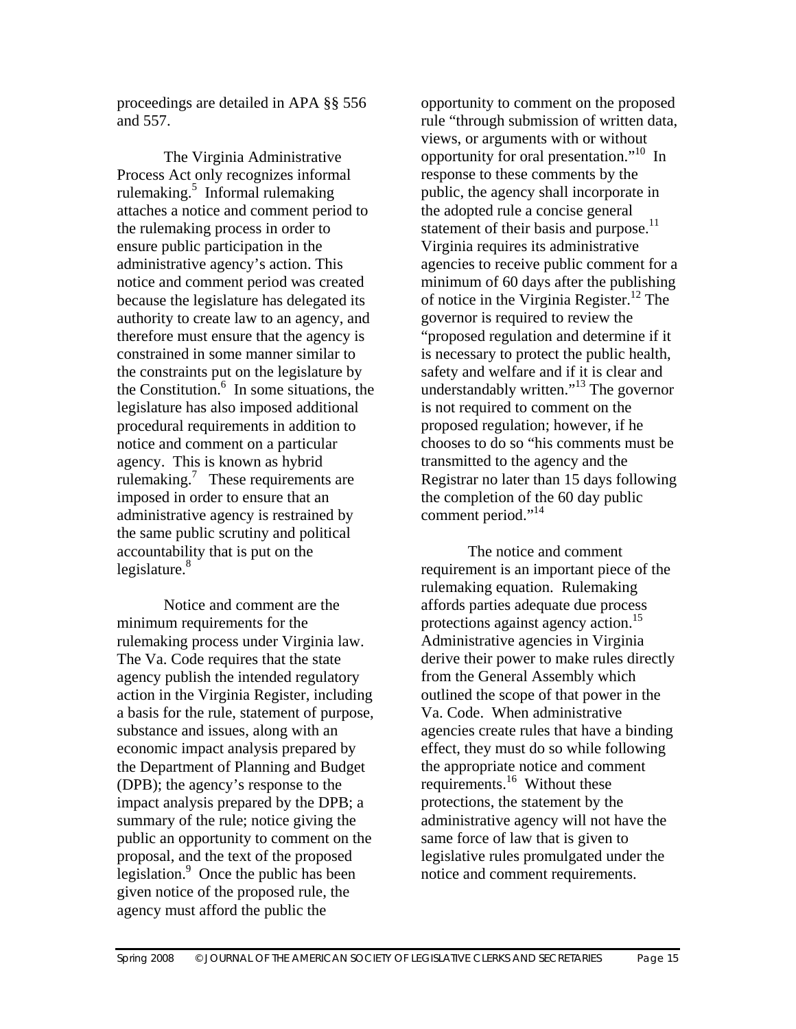proceedings are detailed in APA §§ 556 and 557.

The Virginia Administrative Process Act only recognizes informal rulemaking.[5] Informal rulemaking attaches a notice and comment period to the rulemaking process in order to ensure public participation in the administrative agency's action. This notice and comment period was created because the legislature has delegated its authority to create law to an agency, and therefore must ensure that the agency is constrained in some manner similar to the constraints put on the legislature by the Constitution.[6] In some situations, the legislature has also imposed additional procedural requirements in addition to notice and comment on a particular agency. This is known as hybrid rulemaking.[7] These requirements are imposed in order to ensure that an administrative agency is restrained by the same public scrutiny and political accountability that is put on the legislature.[8]

Notice and comment are the minimum requirements for the rulemaking process under Virginia law. The Va. Code requires that the state agency publish the intended regulatory action in the Virginia Register, including a basis for the rule, statement of purpose, substance and issues, along with an economic impact analysis prepared by the Department of Planning and Budget (DPB); the agency's response to the impact analysis prepared by the DPB; a summary of the rule; notice giving the public an opportunity to comment on the proposal, and the text of the proposed legislation.[9] Once the public has been given notice of the proposed rule, the agency must afford the public the opportunity to comment on the proposed rule "through submission of written data, views, or arguments with or without opportunity for oral presentation."[10] In response to these comments by the public, the agency shall incorporate in the adopted rule a concise general statement of their basis and purpose.[11] Virginia requires its administrative agencies to receive public comment for a minimum of 60 days after the publishing of notice in the Virginia Register.[12] The governor is required to review the "proposed regulation and determine if it is necessary to protect the public health, safety and welfare and if it is clear and understandably written."[13] The governor is not required to comment on the proposed regulation; however, if he chooses to do so "his comments must be transmitted to the agency and the Registrar no later than 15 days following the completion of the 60 day public comment period."[14]

The notice and comment requirement is an important piece of the rulemaking equation. Rulemaking affords parties adequate due process protections against agency action.[15] Administrative agencies in Virginia derive their power to make rules directly from the General Assembly which outlined the scope of that power in the Va. Code. When administrative agencies create rules that have a binding effect, they must do so while following the appropriate notice and comment requirements.[16] Without these protections, the statement by the administrative agency will not have the same force of law that is given to legislative rules promulgated under the notice and comment requirements.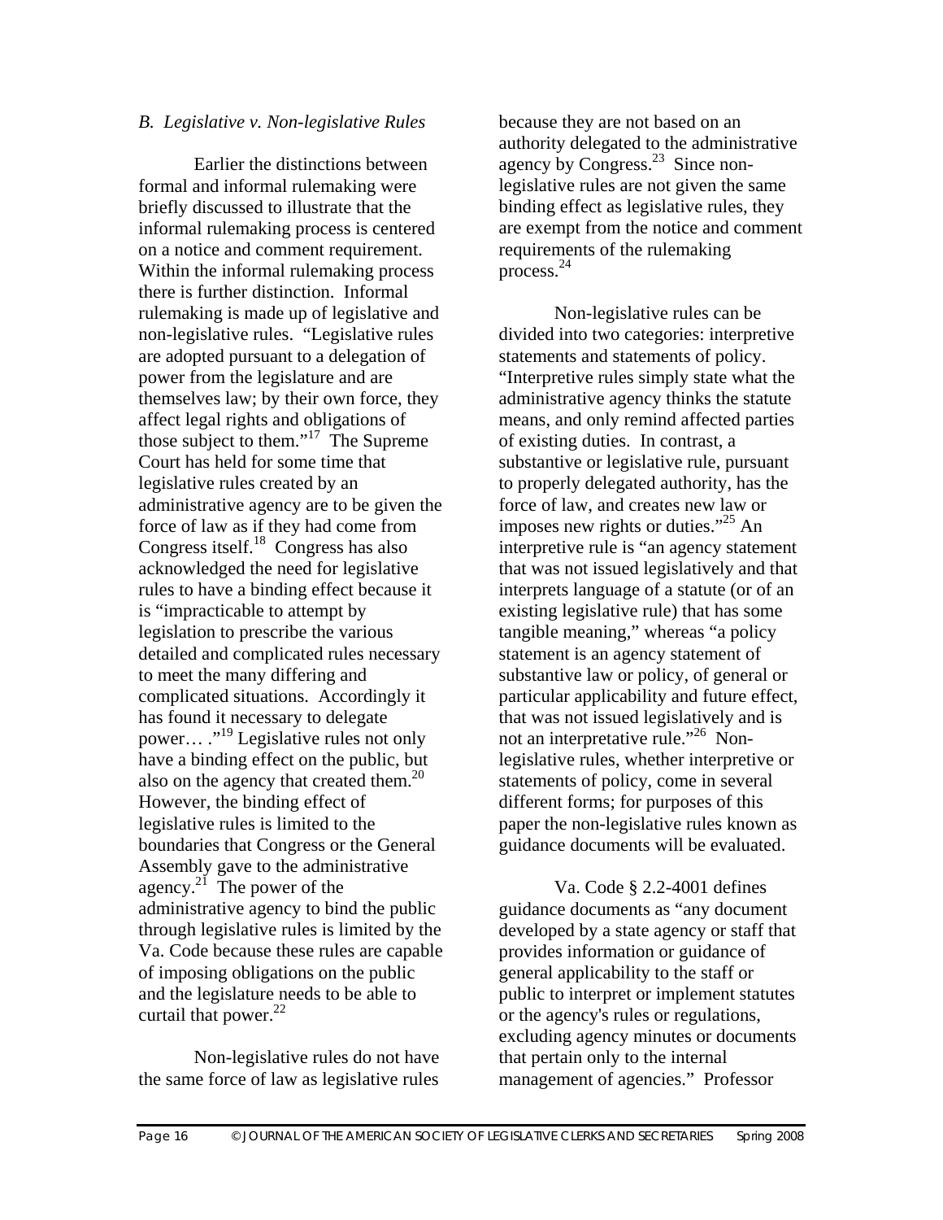*B. Legislative v. Non-legislative Rules*

Earlier the distinctions between formal and informal rulemaking were briefly discussed to illustrate that the informal rulemaking process is centered on a notice and comment requirement. Within the informal rulemaking process there is further distinction. Informal rulemaking is made up of legislative and non-legislative rules. "Legislative rules are adopted pursuant to a delegation of power from the legislature and are themselves law; by their own force, they affect legal rights and obligations of those subject to them."[17] The Supreme Court has held for some time that legislative rules created by an administrative agency are to be given the force of law as if they had come from Congress itself.[18] Congress has also acknowledged the need for legislative rules to have a binding effect because it is "impracticable to attempt by legislation to prescribe the various detailed and complicated rules necessary to meet the many differing and complicated situations. Accordingly it has found it necessary to delegate power… ."[19] Legislative rules not only have a binding effect on the public, but also on the agency that created them.[20] However, the binding effect of legislative rules is limited to the boundaries that Congress or the General Assembly gave to the administrative agency.[21] The power of the administrative agency to bind the public through legislative rules is limited by the Va. Code because these rules are capable of imposing obligations on the public and the legislature needs to be able to curtail that power.[22]

Non-legislative rules do not have the same force of law as legislative rules because they are not based on an authority delegated to the administrative agency by Congress.[23] Since non-legislative rules are not given the same binding effect as legislative rules, they are exempt from the notice and comment requirements of the rulemaking process.[24]

Non-legislative rules can be divided into two categories: interpretive statements and statements of policy. "Interpretive rules simply state what the administrative agency thinks the statute means, and only remind affected parties of existing duties. In contrast, a substantive or legislative rule, pursuant to properly delegated authority, has the force of law, and creates new law or imposes new rights or duties."[25] An interpretive rule is "an agency statement that was not issued legislatively and that interprets language of a statute (or of an existing legislative rule) that has some tangible meaning," whereas "a policy statement is an agency statement of substantive law or policy, of general or particular applicability and future effect, that was not issued legislatively and is not an interpretative rule."[26] Non-legislative rules, whether interpretive or statements of policy, come in several different forms; for purposes of this paper the non-legislative rules known as guidance documents will be evaluated.

Va. Code § 2.2-4001 defines guidance documents as "any document developed by a state agency or staff that provides information or guidance of general applicability to the staff or public to interpret or implement statutes or the agency's rules or regulations, excluding agency minutes or documents that pertain only to the internal management of agencies." Professor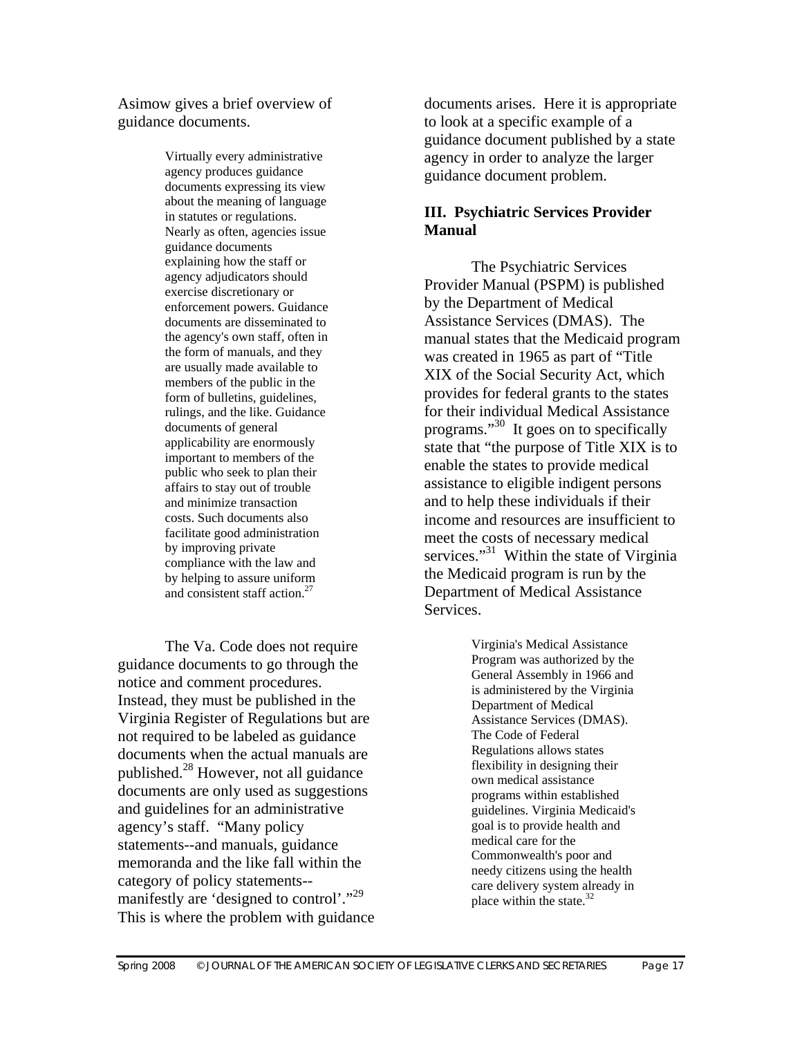Asimow gives a brief overview of guidance documents.

> Virtually every administrative agency produces guidance documents expressing its view about the meaning of language in statutes or regulations. Nearly as often, agencies issue guidance documents explaining how the staff or agency adjudicators should exercise discretionary or enforcement powers. Guidance documents are disseminated to the agency's own staff, often in the form of manuals, and they are usually made available to members of the public in the form of bulletins, guidelines, rulings, and the like. Guidance documents of general applicability are enormously important to members of the public who seek to plan their affairs to stay out of trouble and minimize transaction costs. Such documents also facilitate good administration by improving private compliance with the law and by helping to assure uniform and consistent staff action.[27]

The Va. Code does not require guidance documents to go through the notice and comment procedures. Instead, they must be published in the Virginia Register of Regulations but are not required to be labeled as guidance documents when the actual manuals are published.[28] However, not all guidance documents are only used as suggestions and guidelines for an administrative agency's staff. "Many policy statements--and manuals, guidance memoranda and the like fall within the category of policy statements--manifestly are 'designed to control'."[29] This is where the problem with guidance documents arises. Here it is appropriate to look at a specific example of a guidance document published by a state agency in order to analyze the larger guidance document problem.

## III. Psychiatric Services Provider Manual

The Psychiatric Services Provider Manual (PSPM) is published by the Department of Medical Assistance Services (DMAS). The manual states that the Medicaid program was created in 1965 as part of "Title XIX of the Social Security Act, which provides for federal grants to the states for their individual Medical Assistance programs."[30] It goes on to specifically state that "the purpose of Title XIX is to enable the states to provide medical assistance to eligible indigent persons and to help these individuals if their income and resources are insufficient to meet the costs of necessary medical services."[31] Within the state of Virginia the Medicaid program is run by the Department of Medical Assistance Services.

> Virginia's Medical Assistance Program was authorized by the General Assembly in 1966 and is administered by the Virginia Department of Medical Assistance Services (DMAS). The Code of Federal Regulations allows states flexibility in designing their own medical assistance programs within established guidelines. Virginia Medicaid's goal is to provide health and medical care for the Commonwealth's poor and needy citizens using the health care delivery system already in place within the state.[32]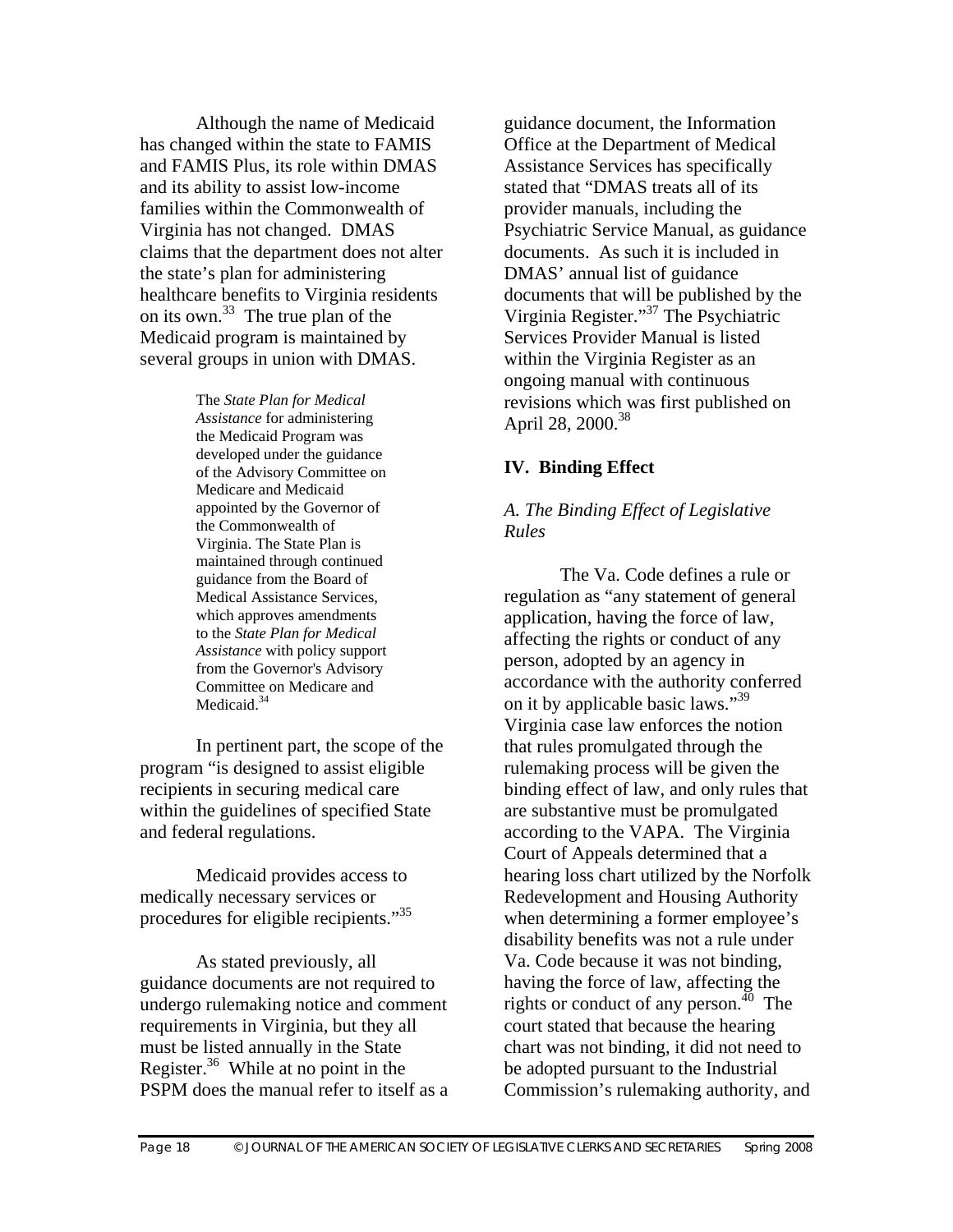Although the name of Medicaid has changed within the state to FAMIS and FAMIS Plus, its role within DMAS and its ability to assist low-income families within the Commonwealth of Virginia has not changed. DMAS claims that the department does not alter the state's plan for administering healthcare benefits to Virginia residents on its own.[33] The true plan of the Medicaid program is maintained by several groups in union with DMAS.

> The *State Plan for Medical Assistance* for administering the Medicaid Program was developed under the guidance of the Advisory Committee on Medicare and Medicaid appointed by the Governor of the Commonwealth of Virginia. The State Plan is maintained through continued guidance from the Board of Medical Assistance Services, which approves amendments to the *State Plan for Medical Assistance* with policy support from the Governor's Advisory Committee on Medicare and Medicaid.[34]

In pertinent part, the scope of the program "is designed to assist eligible recipients in securing medical care within the guidelines of specified State and federal regulations.

Medicaid provides access to medically necessary services or procedures for eligible recipients."[35]

As stated previously, all guidance documents are not required to undergo rulemaking notice and comment requirements in Virginia, but they all must be listed annually in the State Register.[36] While at no point in the PSPM does the manual refer to itself as a guidance document, the Information Office at the Department of Medical Assistance Services has specifically stated that "DMAS treats all of its provider manuals, including the Psychiatric Service Manual, as guidance documents. As such it is included in DMAS' annual list of guidance documents that will be published by the Virginia Register."[37] The Psychiatric Services Provider Manual is listed within the Virginia Register as an ongoing manual with continuous revisions which was first published on April 28, 2000.[38]

## IV. Binding Effect

### *A. The Binding Effect of Legislative Rules*

The Va. Code defines a rule or regulation as "any statement of general application, having the force of law, affecting the rights or conduct of any person, adopted by an agency in accordance with the authority conferred on it by applicable basic laws."[39] Virginia case law enforces the notion that rules promulgated through the rulemaking process will be given the binding effect of law, and only rules that are substantive must be promulgated according to the VAPA. The Virginia Court of Appeals determined that a hearing loss chart utilized by the Norfolk Redevelopment and Housing Authority when determining a former employee's disability benefits was not a rule under Va. Code because it was not binding, having the force of law, affecting the rights or conduct of any person.[40] The court stated that because the hearing chart was not binding, it did not need to be adopted pursuant to the Industrial Commission's rulemaking authority, and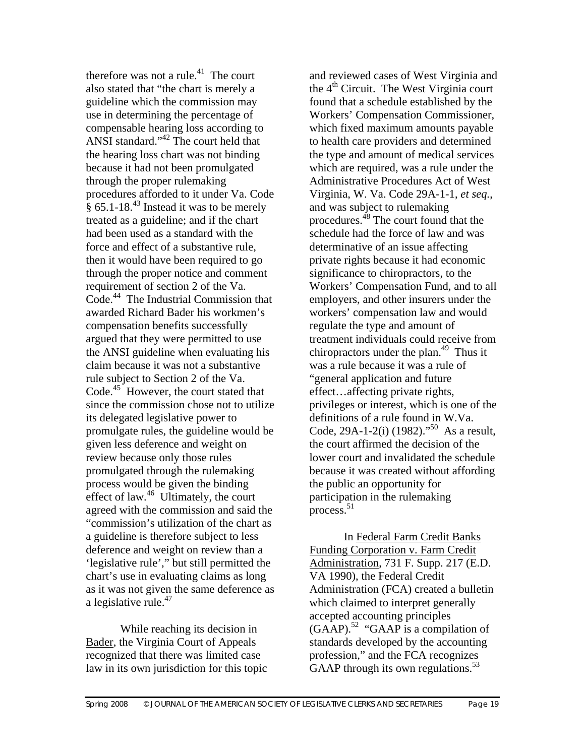therefore was not a rule.[41] The court also stated that "the chart is merely a guideline which the commission may use in determining the percentage of compensable hearing loss according to ANSI standard."[42] The court held that the hearing loss chart was not binding because it had not been promulgated through the proper rulemaking procedures afforded to it under Va. Code § 65.1-18.[43] Instead it was to be merely treated as a guideline; and if the chart had been used as a standard with the force and effect of a substantive rule, then it would have been required to go through the proper notice and comment requirement of section 2 of the Va. Code.[44] The Industrial Commission that awarded Richard Bader his workmen's compensation benefits successfully argued that they were permitted to use the ANSI guideline when evaluating his claim because it was not a substantive rule subject to Section 2 of the Va. Code.[45] However, the court stated that since the commission chose not to utilize its delegated legislative power to promulgate rules, the guideline would be given less deference and weight on review because only those rules promulgated through the rulemaking process would be given the binding effect of law.[46] Ultimately, the court agreed with the commission and said the "commission's utilization of the chart as a guideline is therefore subject to less deference and weight on review than a 'legislative rule'," but still permitted the chart's use in evaluating claims as long as it was not given the same deference as a legislative rule.[47]

While reaching its decision in Bader, the Virginia Court of Appeals recognized that there was limited case law in its own jurisdiction for this topic and reviewed cases of West Virginia and the 4th Circuit. The West Virginia court found that a schedule established by the Workers' Compensation Commissioner, which fixed maximum amounts payable to health care providers and determined the type and amount of medical services which are required, was a rule under the Administrative Procedures Act of West Virginia, W. Va. Code 29A-1-1, *et seq.*, and was subject to rulemaking procedures.[48] The court found that the schedule had the force of law and was determinative of an issue affecting private rights because it had economic significance to chiropractors, to the Workers' Compensation Fund, and to all employers, and other insurers under the workers' compensation law and would regulate the type and amount of treatment individuals could receive from chiropractors under the plan.[49] Thus it was a rule because it was a rule of "general application and future effect…affecting private rights, privileges or interest, which is one of the definitions of a rule found in W.Va. Code, 29A-1-2(i) (1982)."[50] As a result, the court affirmed the decision of the lower court and invalidated the schedule because it was created without affording the public an opportunity for participation in the rulemaking process.[51]

In Federal Farm Credit Banks Funding Corporation v. Farm Credit Administration, 731 F. Supp. 217 (E.D. VA 1990), the Federal Credit Administration (FCA) created a bulletin which claimed to interpret generally accepted accounting principles (GAAP).[52] "GAAP is a compilation of standards developed by the accounting profession," and the FCA recognizes GAAP through its own regulations.[53]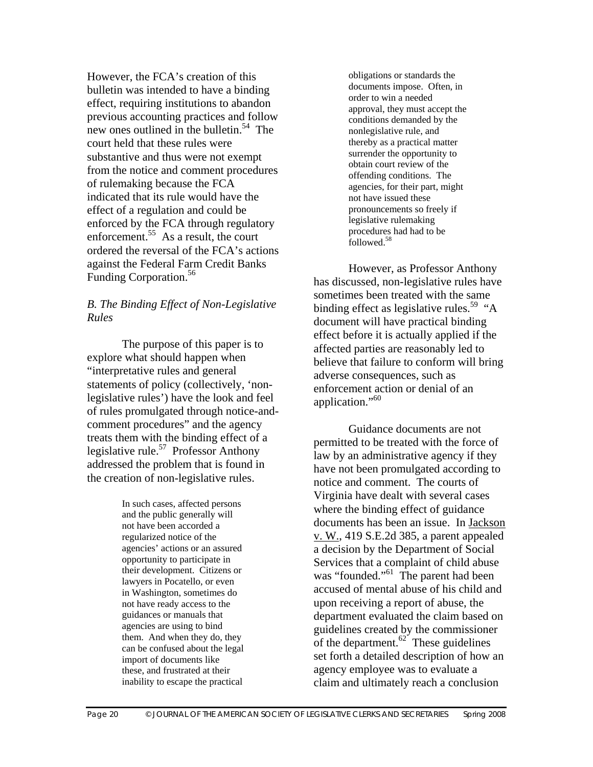However, the FCA's creation of this bulletin was intended to have a binding effect, requiring institutions to abandon previous accounting practices and follow new ones outlined in the bulletin.[54] The court held that these rules were substantive and thus were not exempt from the notice and comment procedures of rulemaking because the FCA indicated that its rule would have the effect of a regulation and could be enforced by the FCA through regulatory enforcement.[55] As a result, the court ordered the reversal of the FCA's actions against the Federal Farm Credit Banks Funding Corporation.[56]

### *B. The Binding Effect of Non-Legislative Rules*

The purpose of this paper is to explore what should happen when "interpretative rules and general statements of policy (collectively, 'non-legislative rules') have the look and feel of rules promulgated through notice-and-comment procedures" and the agency treats them with the binding effect of a legislative rule.[57] Professor Anthony addressed the problem that is found in the creation of non-legislative rules.

> In such cases, affected persons and the public generally will not have been accorded a regularized notice of the agencies' actions or an assured opportunity to participate in their development. Citizens or lawyers in Pocatello, or even in Washington, sometimes do not have ready access to the guidances or manuals that agencies are using to bind them. And when they do, they can be confused about the legal import of documents like these, and frustrated at their inability to escape the practical obligations or standards the documents impose. Often, in order to win a needed approval, they must accept the conditions demanded by the nonlegislative rule, and thereby as a practical matter surrender the opportunity to obtain court review of the offending conditions. The agencies, for their part, might not have issued these pronouncements so freely if legislative rulemaking procedures had had to be followed.[58]

However, as Professor Anthony has discussed, non-legislative rules have sometimes been treated with the same binding effect as legislative rules.[59] "A document will have practical binding effect before it is actually applied if the affected parties are reasonably led to believe that failure to conform will bring adverse consequences, such as enforcement action or denial of an application."[60]

Guidance documents are not permitted to be treated with the force of law by an administrative agency if they have not been promulgated according to notice and comment. The courts of Virginia have dealt with several cases where the binding effect of guidance documents has been an issue. In Jackson v. W., 419 S.E.2d 385, a parent appealed a decision by the Department of Social Services that a complaint of child abuse was "founded."[61] The parent had been accused of mental abuse of his child and upon receiving a report of abuse, the department evaluated the claim based on guidelines created by the commissioner of the department.[62] These guidelines set forth a detailed description of how an agency employee was to evaluate a claim and ultimately reach a conclusion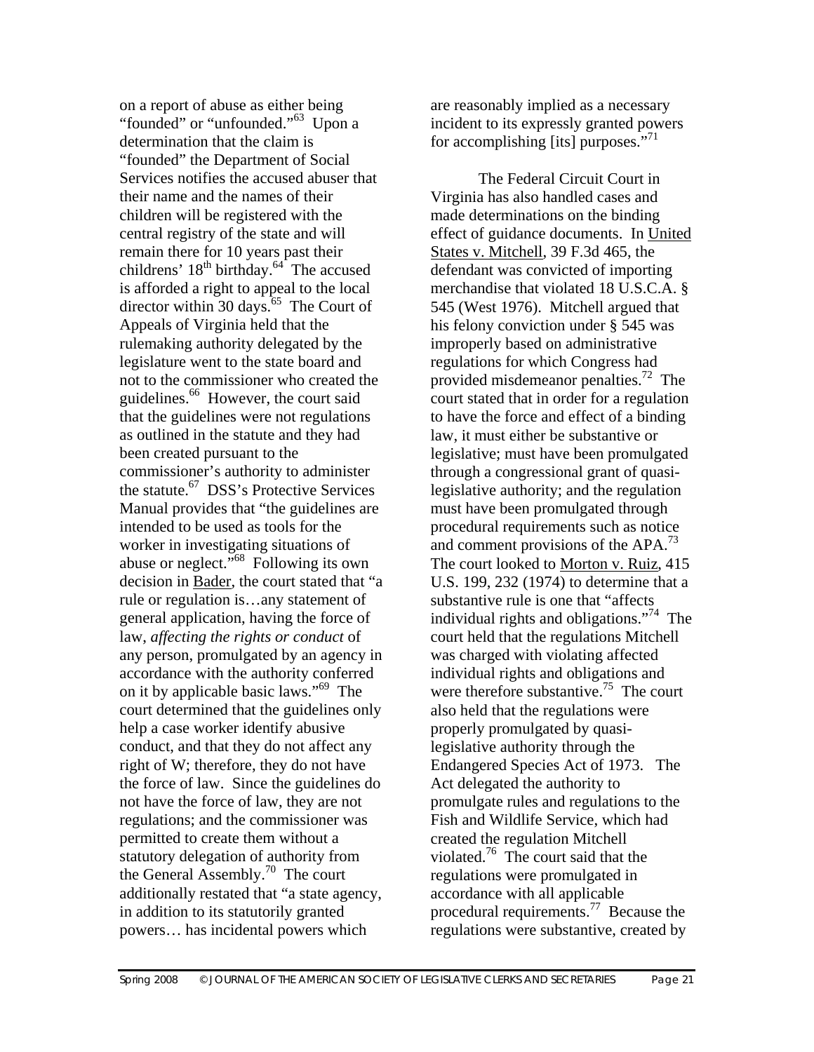on a report of abuse as either being "founded" or "unfounded."[63] Upon a determination that the claim is "founded" the Department of Social Services notifies the accused abuser that their name and the names of their children will be registered with the central registry of the state and will remain there for 10 years past their childrens' 18th birthday.[64] The accused is afforded a right to appeal to the local director within 30 days.[65] The Court of Appeals of Virginia held that the rulemaking authority delegated by the legislature went to the state board and not to the commissioner who created the guidelines.[66] However, the court said that the guidelines were not regulations as outlined in the statute and they had been created pursuant to the commissioner's authority to administer the statute.[67] DSS's Protective Services Manual provides that "the guidelines are intended to be used as tools for the worker in investigating situations of abuse or neglect."[68] Following its own decision in Bader, the court stated that "a rule or regulation is…any statement of general application, having the force of law, *affecting the rights or conduct* of any person, promulgated by an agency in accordance with the authority conferred on it by applicable basic laws."[69] The court determined that the guidelines only help a case worker identify abusive conduct, and that they do not affect any right of W; therefore, they do not have the force of law. Since the guidelines do not have the force of law, they are not regulations; and the commissioner was permitted to create them without a statutory delegation of authority from the General Assembly.[70] The court additionally restated that "a state agency, in addition to its statutorily granted powers… has incidental powers which are reasonably implied as a necessary incident to its expressly granted powers for accomplishing [its] purposes."[71]

The Federal Circuit Court in Virginia has also handled cases and made determinations on the binding effect of guidance documents. In United States v. Mitchell, 39 F.3d 465, the defendant was convicted of importing merchandise that violated 18 U.S.C.A. § 545 (West 1976). Mitchell argued that his felony conviction under § 545 was improperly based on administrative regulations for which Congress had provided misdemeanor penalties.[72] The court stated that in order for a regulation to have the force and effect of a binding law, it must either be substantive or legislative; must have been promulgated through a congressional grant of quasi-legislative authority; and the regulation must have been promulgated through procedural requirements such as notice and comment provisions of the APA.[73] The court looked to Morton v. Ruiz, 415 U.S. 199, 232 (1974) to determine that a substantive rule is one that "affects individual rights and obligations."[74] The court held that the regulations Mitchell was charged with violating affected individual rights and obligations and were therefore substantive.[75] The court also held that the regulations were properly promulgated by quasi-legislative authority through the Endangered Species Act of 1973. The Act delegated the authority to promulgate rules and regulations to the Fish and Wildlife Service, which had created the regulation Mitchell violated.[76] The court said that the regulations were promulgated in accordance with all applicable procedural requirements.[77] Because the regulations were substantive, created by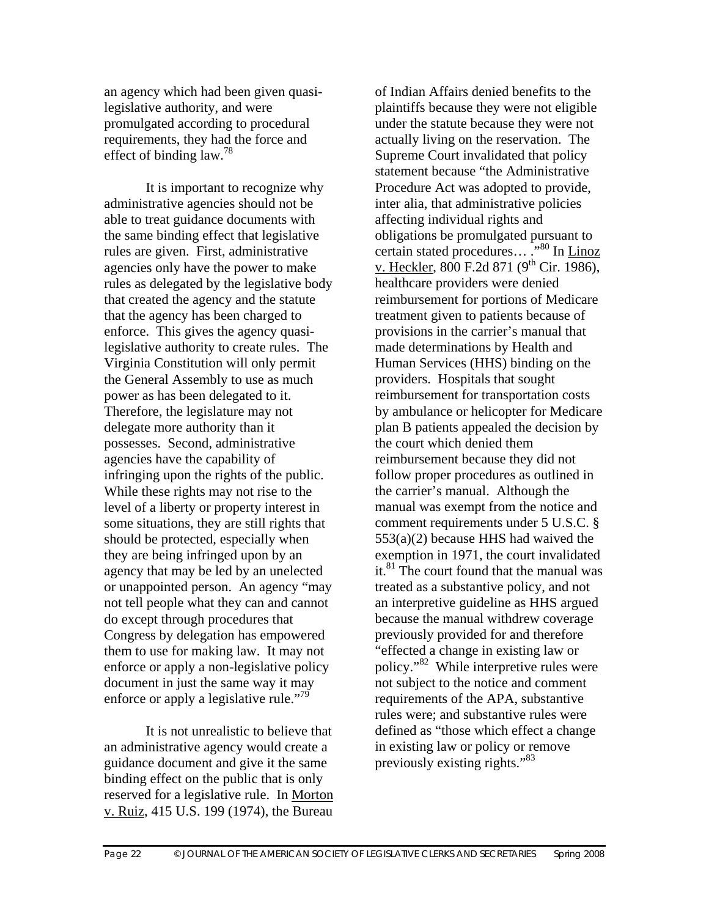an agency which had been given quasi-legislative authority, and were promulgated according to procedural requirements, they had the force and effect of binding law.[78]

It is important to recognize why administrative agencies should not be able to treat guidance documents with the same binding effect that legislative rules are given. First, administrative agencies only have the power to make rules as delegated by the legislative body that created the agency and the statute that the agency has been charged to enforce. This gives the agency quasi-legislative authority to create rules. The Virginia Constitution will only permit the General Assembly to use as much power as has been delegated to it. Therefore, the legislature may not delegate more authority than it possesses. Second, administrative agencies have the capability of infringing upon the rights of the public. While these rights may not rise to the level of a liberty or property interest in some situations, they are still rights that should be protected, especially when they are being infringed upon by an agency that may be led by an unelected or unappointed person. An agency "may not tell people what they can and cannot do except through procedures that Congress by delegation has empowered them to use for making law. It may not enforce or apply a non-legislative policy document in just the same way it may enforce or apply a legislative rule."[79]

It is not unrealistic to believe that an administrative agency would create a guidance document and give it the same binding effect on the public that is only reserved for a legislative rule. In Morton v. Ruiz, 415 U.S. 199 (1974), the Bureau of Indian Affairs denied benefits to the plaintiffs because they were not eligible under the statute because they were not actually living on the reservation. The Supreme Court invalidated that policy statement because "the Administrative Procedure Act was adopted to provide, inter alia, that administrative policies affecting individual rights and obligations be promulgated pursuant to certain stated procedures… ."[80] In Linoz v. Heckler, 800 F.2d 871 (9th Cir. 1986), healthcare providers were denied reimbursement for portions of Medicare treatment given to patients because of provisions in the carrier's manual that made determinations by Health and Human Services (HHS) binding on the providers. Hospitals that sought reimbursement for transportation costs by ambulance or helicopter for Medicare plan B patients appealed the decision by the court which denied them reimbursement because they did not follow proper procedures as outlined in the carrier's manual. Although the manual was exempt from the notice and comment requirements under 5 U.S.C. § 553(a)(2) because HHS had waived the exemption in 1971, the court invalidated it.[81] The court found that the manual was treated as a substantive policy, and not an interpretive guideline as HHS argued because the manual withdrew coverage previously provided for and therefore "effected a change in existing law or policy."[82] While interpretive rules were not subject to the notice and comment requirements of the APA, substantive rules were; and substantive rules were defined as "those which effect a change in existing law or policy or remove previously existing rights."[83]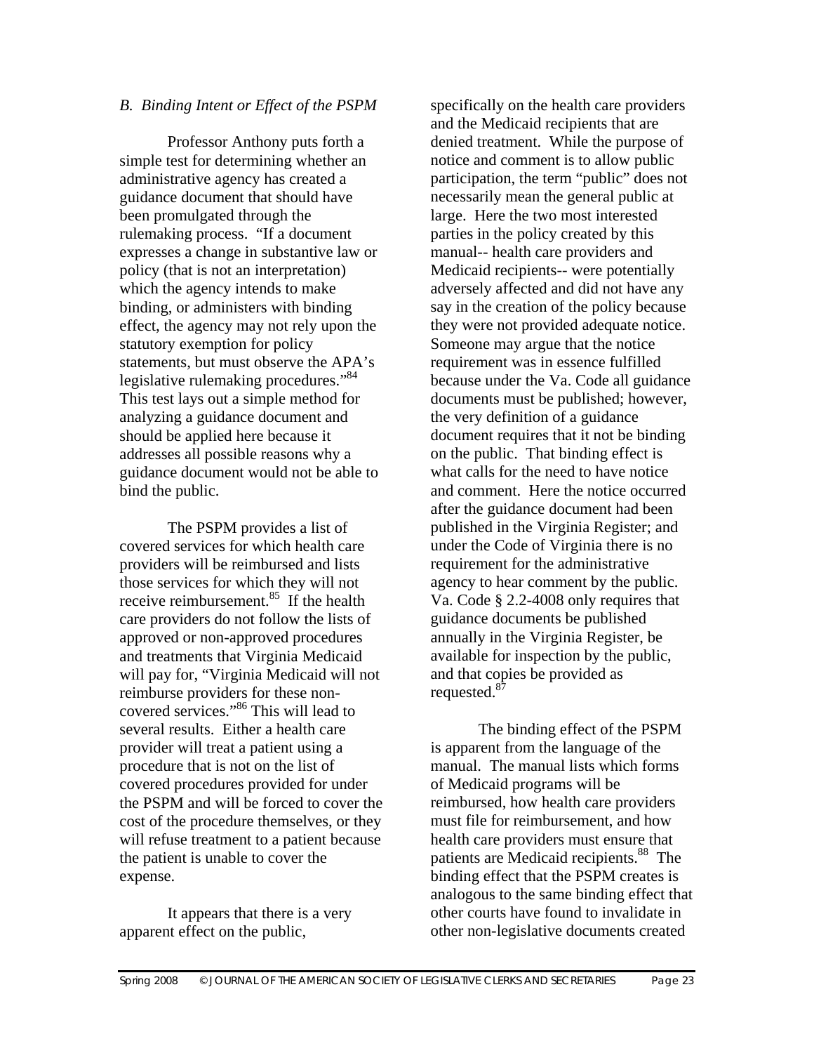*B. Binding Intent or Effect of the PSPM*

Professor Anthony puts forth a simple test for determining whether an administrative agency has created a guidance document that should have been promulgated through the rulemaking process. "If a document expresses a change in substantive law or policy (that is not an interpretation) which the agency intends to make binding, or administers with binding effect, the agency may not rely upon the statutory exemption for policy statements, but must observe the APA's legislative rulemaking procedures."[84] This test lays out a simple method for analyzing a guidance document and should be applied here because it addresses all possible reasons why a guidance document would not be able to bind the public.

The PSPM provides a list of covered services for which health care providers will be reimbursed and lists those services for which they will not receive reimbursement.[85] If the health care providers do not follow the lists of approved or non-approved procedures and treatments that Virginia Medicaid will pay for, "Virginia Medicaid will not reimburse providers for these non-covered services."[86] This will lead to several results. Either a health care provider will treat a patient using a procedure that is not on the list of covered procedures provided for under the PSPM and will be forced to cover the cost of the procedure themselves, or they will refuse treatment to a patient because the patient is unable to cover the expense.

It appears that there is a very apparent effect on the public, specifically on the health care providers and the Medicaid recipients that are denied treatment. While the purpose of notice and comment is to allow public participation, the term "public" does not necessarily mean the general public at large. Here the two most interested parties in the policy created by this manual-- health care providers and Medicaid recipients-- were potentially adversely affected and did not have any say in the creation of the policy because they were not provided adequate notice. Someone may argue that the notice requirement was in essence fulfilled because under the Va. Code all guidance documents must be published; however, the very definition of a guidance document requires that it not be binding on the public. That binding effect is what calls for the need to have notice and comment. Here the notice occurred after the guidance document had been published in the Virginia Register; and under the Code of Virginia there is no requirement for the administrative agency to hear comment by the public. Va. Code § 2.2-4008 only requires that guidance documents be published annually in the Virginia Register, be available for inspection by the public, and that copies be provided as requested.[87]

The binding effect of the PSPM is apparent from the language of the manual. The manual lists which forms of Medicaid programs will be reimbursed, how health care providers must file for reimbursement, and how health care providers must ensure that patients are Medicaid recipients.[88] The binding effect that the PSPM creates is analogous to the same binding effect that other courts have found to invalidate in other non-legislative documents created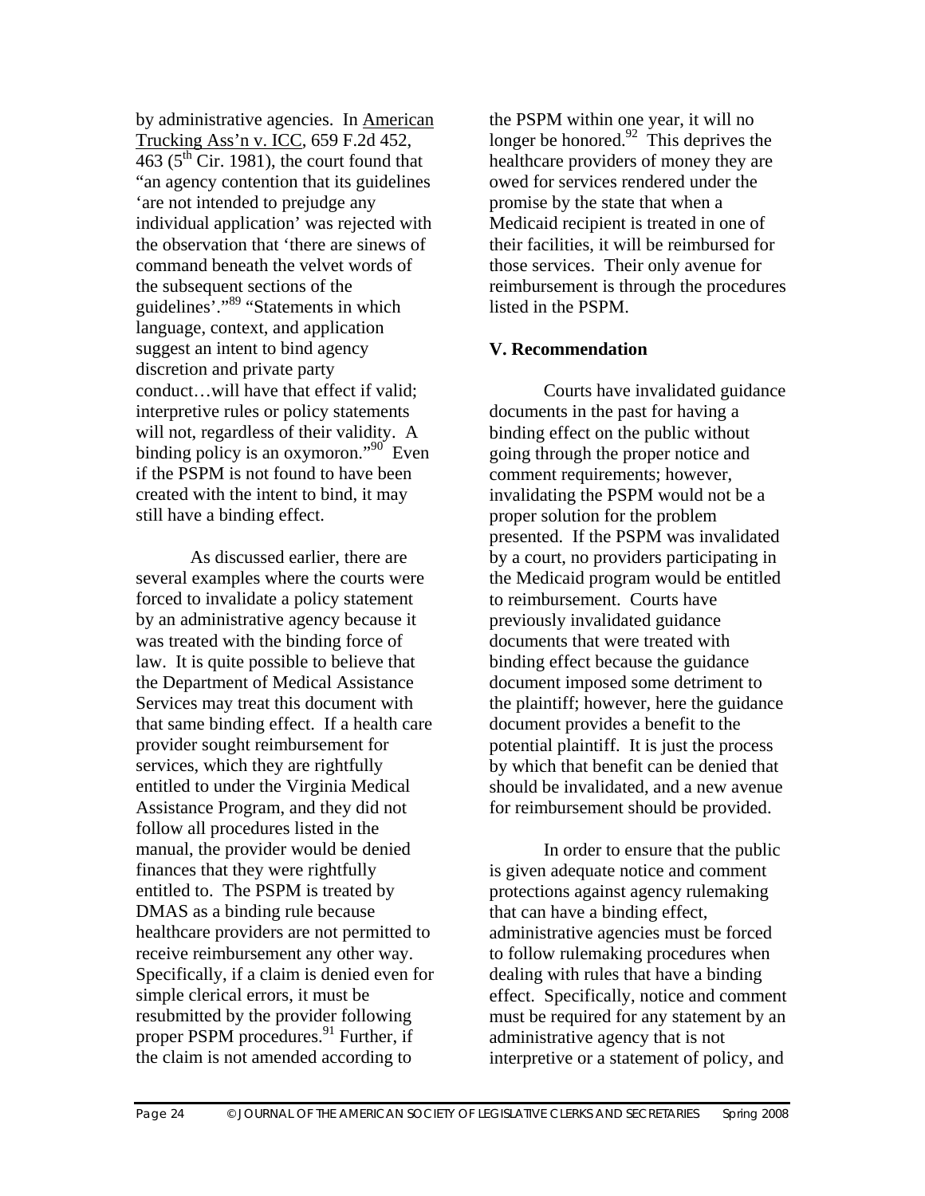by administrative agencies. In American Trucking Ass'n v. ICC, 659 F.2d 452, 463 (5th Cir. 1981), the court found that "an agency contention that its guidelines 'are not intended to prejudge any individual application' was rejected with the observation that 'there are sinews of command beneath the velvet words of the subsequent sections of the guidelines'."[89] "Statements in which language, context, and application suggest an intent to bind agency discretion and private party conduct…will have that effect if valid; interpretive rules or policy statements will not, regardless of their validity. A binding policy is an oxymoron."[90] Even if the PSPM is not found to have been created with the intent to bind, it may still have a binding effect.

As discussed earlier, there are several examples where the courts were forced to invalidate a policy statement by an administrative agency because it was treated with the binding force of law. It is quite possible to believe that the Department of Medical Assistance Services may treat this document with that same binding effect. If a health care provider sought reimbursement for services, which they are rightfully entitled to under the Virginia Medical Assistance Program, and they did not follow all procedures listed in the manual, the provider would be denied finances that they were rightfully entitled to. The PSPM is treated by DMAS as a binding rule because healthcare providers are not permitted to receive reimbursement any other way. Specifically, if a claim is denied even for simple clerical errors, it must be resubmitted by the provider following proper PSPM procedures.[91] Further, if the claim is not amended according to the PSPM within one year, it will no longer be honored.[92] This deprives the healthcare providers of money they are owed for services rendered under the promise by the state that when a Medicaid recipient is treated in one of their facilities, it will be reimbursed for those services. Their only avenue for reimbursement is through the procedures listed in the PSPM.

## V. Recommendation

Courts have invalidated guidance documents in the past for having a binding effect on the public without going through the proper notice and comment requirements; however, invalidating the PSPM would not be a proper solution for the problem presented. If the PSPM was invalidated by a court, no providers participating in the Medicaid program would be entitled to reimbursement. Courts have previously invalidated guidance documents that were treated with binding effect because the guidance document imposed some detriment to the plaintiff; however, here the guidance document provides a benefit to the potential plaintiff. It is just the process by which that benefit can be denied that should be invalidated, and a new avenue for reimbursement should be provided.

In order to ensure that the public is given adequate notice and comment protections against agency rulemaking that can have a binding effect, administrative agencies must be forced to follow rulemaking procedures when dealing with rules that have a binding effect. Specifically, notice and comment must be required for any statement by an administrative agency that is not interpretive or a statement of policy, and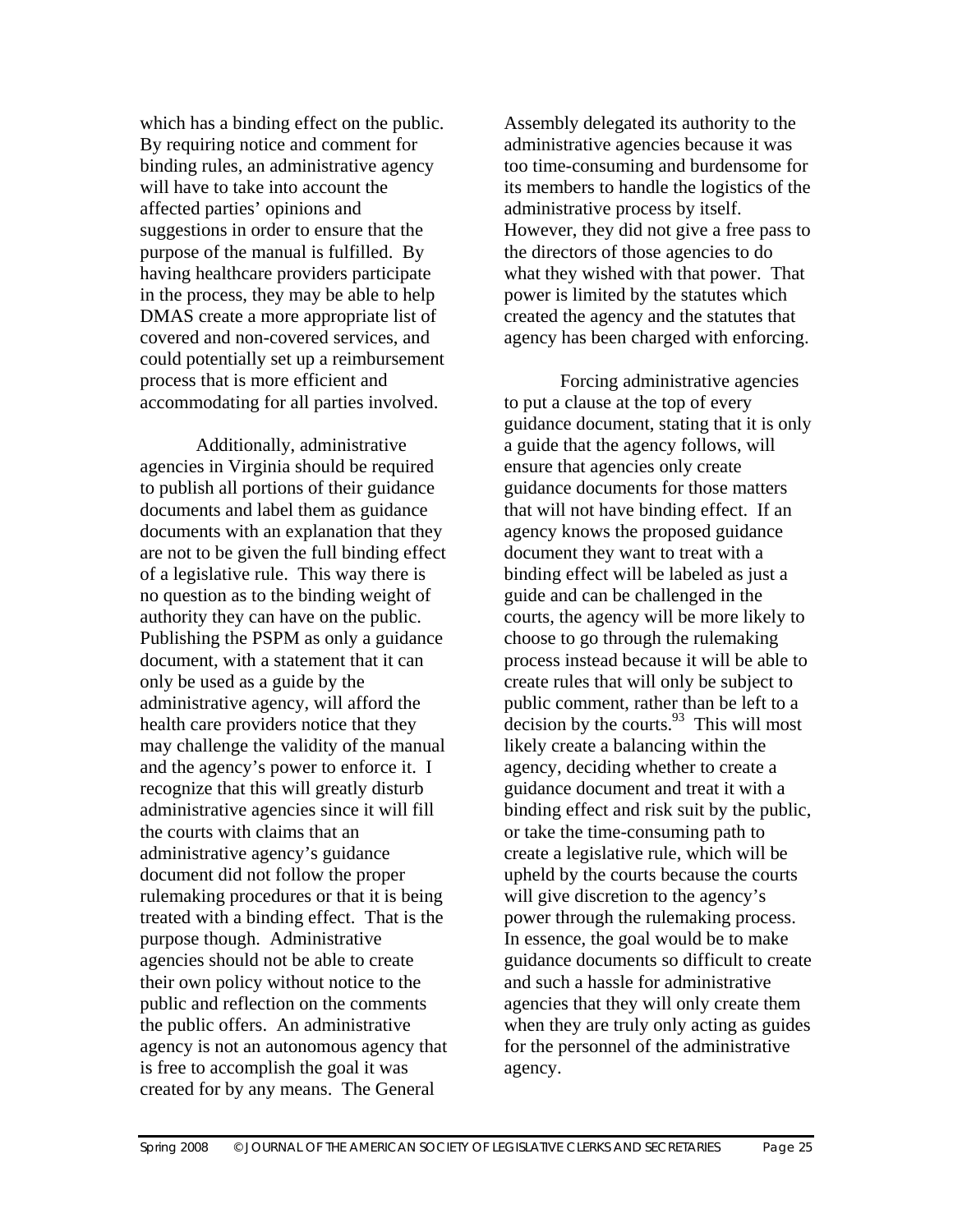which has a binding effect on the public. By requiring notice and comment for binding rules, an administrative agency will have to take into account the affected parties' opinions and suggestions in order to ensure that the purpose of the manual is fulfilled. By having healthcare providers participate in the process, they may be able to help DMAS create a more appropriate list of covered and non-covered services, and could potentially set up a reimbursement process that is more efficient and accommodating for all parties involved.

Additionally, administrative agencies in Virginia should be required to publish all portions of their guidance documents and label them as guidance documents with an explanation that they are not to be given the full binding effect of a legislative rule. This way there is no question as to the binding weight of authority they can have on the public. Publishing the PSPM as only a guidance document, with a statement that it can only be used as a guide by the administrative agency, will afford the health care providers notice that they may challenge the validity of the manual and the agency's power to enforce it. I recognize that this will greatly disturb administrative agencies since it will fill the courts with claims that an administrative agency's guidance document did not follow the proper rulemaking procedures or that it is being treated with a binding effect. That is the purpose though. Administrative agencies should not be able to create their own policy without notice to the public and reflection on the comments the public offers. An administrative agency is not an autonomous agency that is free to accomplish the goal it was created for by any means. The General Assembly delegated its authority to the administrative agencies because it was too time-consuming and burdensome for its members to handle the logistics of the administrative process by itself. However, they did not give a free pass to the directors of those agencies to do what they wished with that power. That power is limited by the statutes which created the agency and the statutes that agency has been charged with enforcing.

Forcing administrative agencies to put a clause at the top of every guidance document, stating that it is only a guide that the agency follows, will ensure that agencies only create guidance documents for those matters that will not have binding effect. If an agency knows the proposed guidance document they want to treat with a binding effect will be labeled as just a guide and can be challenged in the courts, the agency will be more likely to choose to go through the rulemaking process instead because it will be able to create rules that will only be subject to public comment, rather than be left to a decision by the courts.[93] This will most likely create a balancing within the agency, deciding whether to create a guidance document and treat it with a binding effect and risk suit by the public, or take the time-consuming path to create a legislative rule, which will be upheld by the courts because the courts will give discretion to the agency's power through the rulemaking process. In essence, the goal would be to make guidance documents so difficult to create and such a hassle for administrative agencies that they will only create them when they are truly only acting as guides for the personnel of the administrative agency.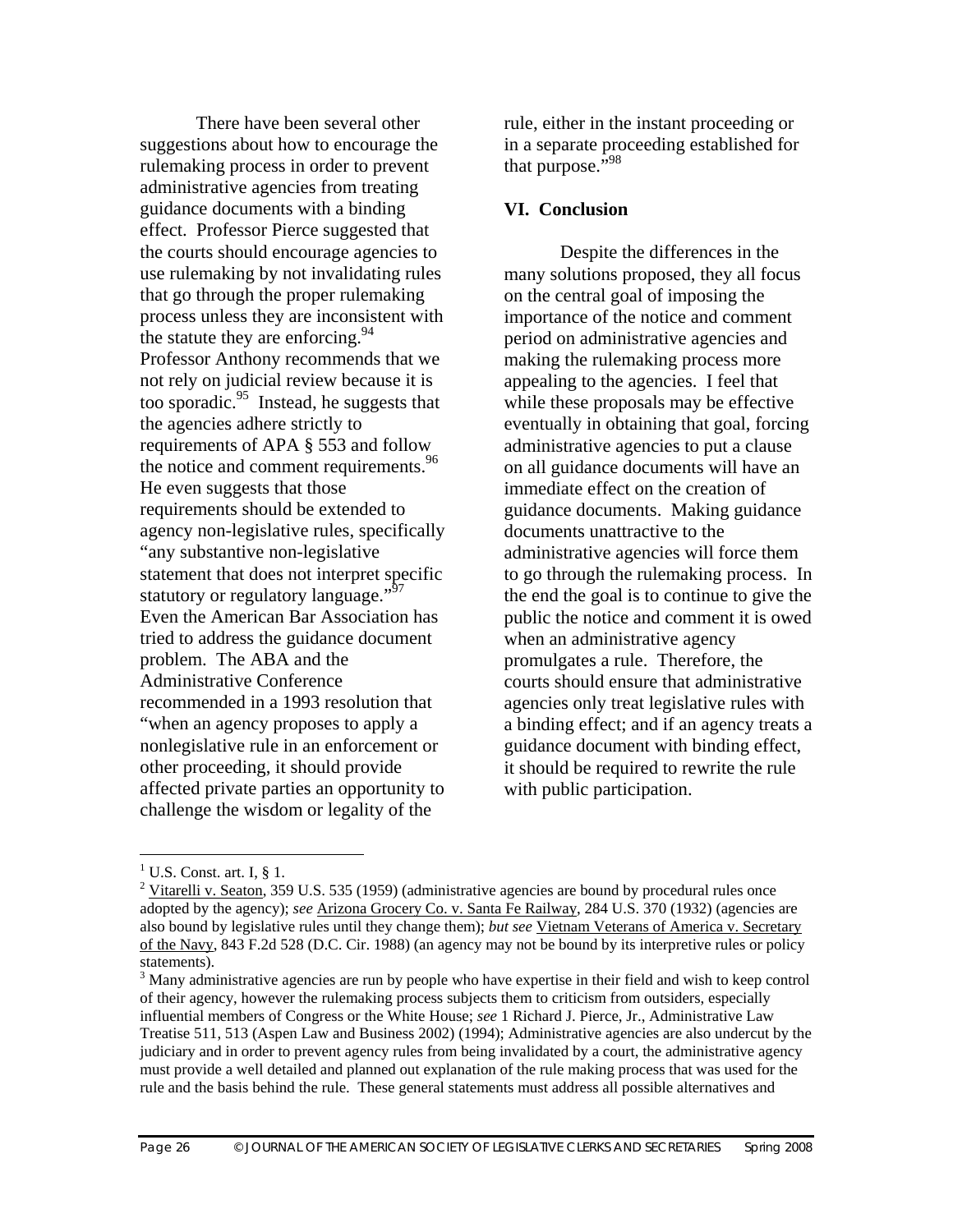There have been several other suggestions about how to encourage the rulemaking process in order to prevent administrative agencies from treating guidance documents with a binding effect. Professor Pierce suggested that the courts should encourage agencies to use rulemaking by not invalidating rules that go through the proper rulemaking process unless they are inconsistent with the statute they are enforcing.[94] Professor Anthony recommends that we not rely on judicial review because it is too sporadic.[95] Instead, he suggests that the agencies adhere strictly to requirements of APA § 553 and follow the notice and comment requirements.[96] He even suggests that those requirements should be extended to agency non-legislative rules, specifically "any substantive non-legislative statement that does not interpret specific statutory or regulatory language."[97] Even the American Bar Association has tried to address the guidance document problem. The ABA and the Administrative Conference recommended in a 1993 resolution that "when an agency proposes to apply a nonlegislative rule in an enforcement or other proceeding, it should provide affected private parties an opportunity to challenge the wisdom or legality of the rule, either in the instant proceeding or in a separate proceeding established for that purpose."[98]

## VI. Conclusion

Despite the differences in the many solutions proposed, they all focus on the central goal of imposing the importance of the notice and comment period on administrative agencies and making the rulemaking process more appealing to the agencies. I feel that while these proposals may be effective eventually in obtaining that goal, forcing administrative agencies to put a clause on all guidance documents will have an immediate effect on the creation of guidance documents. Making guidance documents unattractive to the administrative agencies will force them to go through the rulemaking process. In the end the goal is to continue to give the public the notice and comment it is owed when an administrative agency promulgates a rule. Therefore, the courts should ensure that administrative agencies only treat legislative rules with a binding effect; and if an agency treats a guidance document with binding effect, it should be required to rewrite the rule with public participation.

---

[1] U.S. Const. art. I, § 1.

[2] Vitarelli v. Seaton, 359 U.S. 535 (1959) (administrative agencies are bound by procedural rules once adopted by the agency); *see* Arizona Grocery Co. v. Santa Fe Railway, 284 U.S. 370 (1932) (agencies are also bound by legislative rules until they change them); *but see* Vietnam Veterans of America v. Secretary of the Navy, 843 F.2d 528 (D.C. Cir. 1988) (an agency may not be bound by its interpretive rules or policy statements).

[3] Many administrative agencies are run by people who have expertise in their field and wish to keep control of their agency, however the rulemaking process subjects them to criticism from outsiders, especially influential members of Congress or the White House; *see* 1 Richard J. Pierce, Jr., Administrative Law Treatise 511, 513 (Aspen Law and Business 2002) (1994); Administrative agencies are also undercut by the judiciary and in order to prevent agency rules from being invalidated by a court, the administrative agency must provide a well detailed and planned out explanation of the rule making process that was used for the rule and the basis behind the rule. These general statements must address all possible alternatives and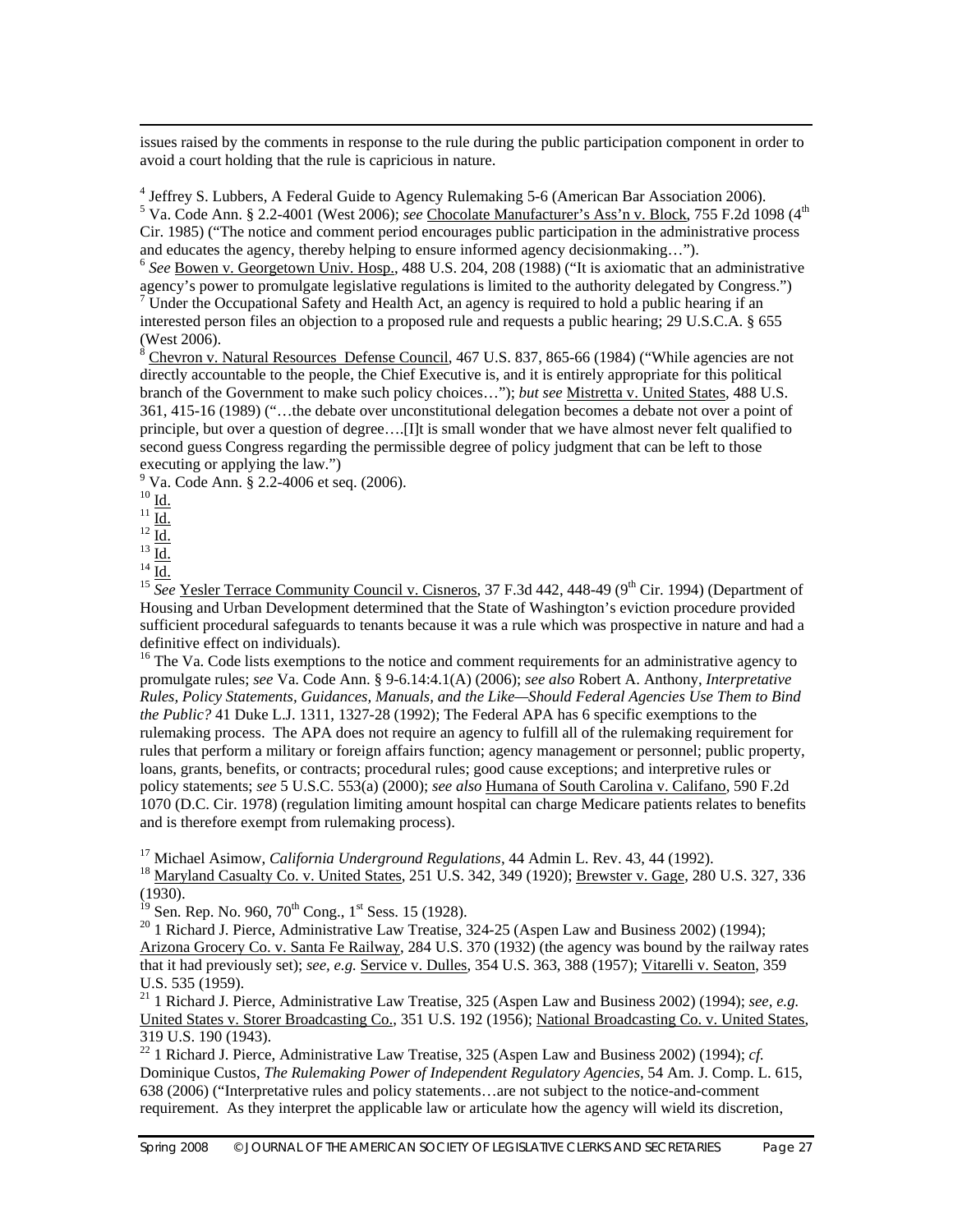issues raised by the comments in response to the rule during the public participation component in order to avoid a court holding that the rule is capricious in nature.

[4] Jeffrey S. Lubbers, A Federal Guide to Agency Rulemaking 5-6 (American Bar Association 2006).
[5] Va. Code Ann. § 2.2-4001 (West 2006); *see* Chocolate Manufacturer's Ass'n v. Block, 755 F.2d 1098 (4th Cir. 1985) ("The notice and comment period encourages public participation in the administrative process and educates the agency, thereby helping to ensure informed agency decisionmaking…").
[6] *See* Bowen v. Georgetown Univ. Hosp., 488 U.S. 204, 208 (1988) ("It is axiomatic that an administrative agency's power to promulgate legislative regulations is limited to the authority delegated by Congress.")
[7] Under the Occupational Safety and Health Act, an agency is required to hold a public hearing if an interested person files an objection to a proposed rule and requests a public hearing; 29 U.S.C.A. § 655 (West 2006).
[8] Chevron v. Natural Resources Defense Council, 467 U.S. 837, 865-66 (1984) ("While agencies are not directly accountable to the people, the Chief Executive is, and it is entirely appropriate for this political branch of the Government to make such policy choices…"); *but see* Mistretta v. United States, 488 U.S. 361, 415-16 (1989) ("…the debate over unconstitutional delegation becomes a debate not over a point of principle, but over a question of degree….[I]t is small wonder that we have almost never felt qualified to second guess Congress regarding the permissible degree of policy judgment that can be left to those executing or applying the law.")
[9] Va. Code Ann. § 2.2-4006 et seq. (2006).
[10] Id.
[11] Id.
[12] Id.
[13] Id.
[14] Id.
[15] *See* Yesler Terrace Community Council v. Cisneros, 37 F.3d 442, 448-49 (9th Cir. 1994) (Department of Housing and Urban Development determined that the State of Washington's eviction procedure provided sufficient procedural safeguards to tenants because it was a rule which was prospective in nature and had a definitive effect on individuals).
[16] The Va. Code lists exemptions to the notice and comment requirements for an administrative agency to promulgate rules; *see* Va. Code Ann. § 9-6.14:4.1(A) (2006); *see also* Robert A. Anthony, *Interpretative Rules, Policy Statements, Guidances, Manuals, and the Like—Should Federal Agencies Use Them to Bind the Public?* 41 Duke L.J. 1311, 1327-28 (1992); The Federal APA has 6 specific exemptions to the rulemaking process. The APA does not require an agency to fulfill all of the rulemaking requirement for rules that perform a military or foreign affairs function; agency management or personnel; public property, loans, grants, benefits, or contracts; procedural rules; good cause exceptions; and interpretive rules or policy statements; *see* 5 U.S.C. 553(a) (2000); *see also* Humana of South Carolina v. Califano, 590 F.2d 1070 (D.C. Cir. 1978) (regulation limiting amount hospital can charge Medicare patients relates to benefits and is therefore exempt from rulemaking process).

[17] Michael Asimow, *California Underground Regulations*, 44 Admin L. Rev. 43, 44 (1992).
[18] Maryland Casualty Co. v. United States, 251 U.S. 342, 349 (1920); Brewster v. Gage, 280 U.S. 327, 336 (1930).
[19] Sen. Rep. No. 960, 70th Cong., 1st Sess. 15 (1928).
[20] 1 Richard J. Pierce, Administrative Law Treatise, 324-25 (Aspen Law and Business 2002) (1994); Arizona Grocery Co. v. Santa Fe Railway, 284 U.S. 370 (1932) (the agency was bound by the railway rates that it had previously set); *see, e.g.* Service v. Dulles, 354 U.S. 363, 388 (1957); Vitarelli v. Seaton, 359 U.S. 535 (1959).
[21] 1 Richard J. Pierce, Administrative Law Treatise, 325 (Aspen Law and Business 2002) (1994); *see, e.g.* United States v. Storer Broadcasting Co., 351 U.S. 192 (1956); National Broadcasting Co. v. United States, 319 U.S. 190 (1943).
[22] 1 Richard J. Pierce, Administrative Law Treatise, 325 (Aspen Law and Business 2002) (1994); *cf.* Dominique Custos, *The Rulemaking Power of Independent Regulatory Agencies*, 54 Am. J. Comp. L. 615, 638 (2006) ("Interpretative rules and policy statements…are not subject to the notice-and-comment requirement. As they interpret the applicable law or articulate how the agency will wield its discretion,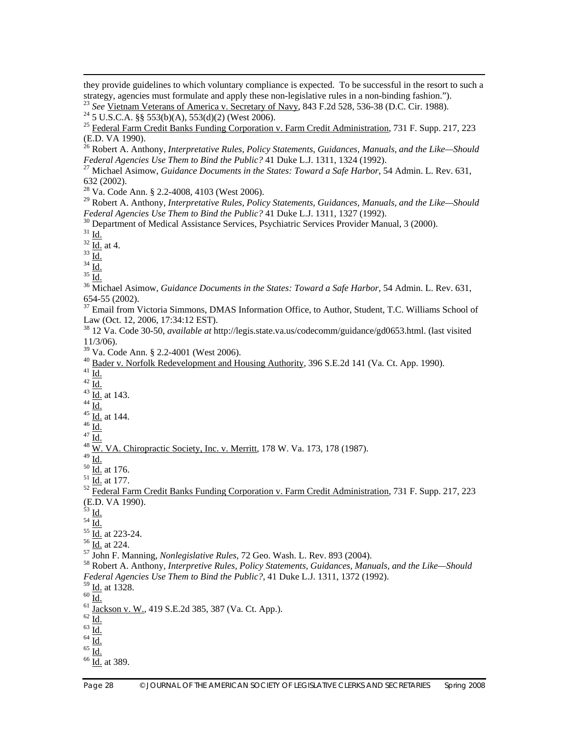they provide guidelines to which voluntary compliance is expected. To be successful in the resort to such a strategy, agencies must formulate and apply these non-legislative rules in a non-binding fashion.").

[23] *See* Vietnam Veterans of America v. Secretary of Navy, 843 F.2d 528, 536-38 (D.C. Cir. 1988).

[24] 5 U.S.C.A. §§ 553(b)(A), 553(d)(2) (West 2006).

[25] Federal Farm Credit Banks Funding Corporation v. Farm Credit Administration, 731 F. Supp. 217, 223 (E.D. VA 1990).

[26] Robert A. Anthony, *Interpretative Rules, Policy Statements, Guidances, Manuals, and the Like—Should Federal Agencies Use Them to Bind the Public?* 41 Duke L.J. 1311, 1324 (1992).

[27] Michael Asimow, *Guidance Documents in the States: Toward a Safe Harbor*, 54 Admin. L. Rev. 631, 632 (2002).

[28] Va. Code Ann. § 2.2-4008, 4103 (West 2006).

[29] Robert A. Anthony, *Interpretative Rules, Policy Statements, Guidances, Manuals, and the Like—Should Federal Agencies Use Them to Bind the Public?* 41 Duke L.J. 1311, 1327 (1992).

[30] Department of Medical Assistance Services, Psychiatric Services Provider Manual, 3 (2000).

[31] Id.

[32] Id. at 4.

[33] Id.

[34] Id.

[35] Id.

[36] Michael Asimow, *Guidance Documents in the States: Toward a Safe Harbor*, 54 Admin. L. Rev. 631, 654-55 (2002).

[37] Email from Victoria Simmons, DMAS Information Office, to Author, Student, T.C. Williams School of Law (Oct. 12, 2006, 17:34:12 EST).

[38] 12 Va. Code 30-50, *available at* http://legis.state.va.us/codecomm/guidance/gd0653.html. (last visited 11/3/06).

[39] Va. Code Ann. § 2.2-4001 (West 2006).

[40] Bader v. Norfolk Redevelopment and Housing Authority, 396 S.E.2d 141 (Va. Ct. App. 1990).

[41] Id.

[42] Id.

[43] Id. at 143.

[44] Id.

[45] Id. at 144.

[46] Id.

[47] Id.

[48] W. VA. Chiropractic Society, Inc. v. Merritt, 178 W. Va. 173, 178 (1987).

[49] Id.

[50] Id. at 176.

[51] Id. at 177.

[52] Federal Farm Credit Banks Funding Corporation v. Farm Credit Administration, 731 F. Supp. 217, 223 (E.D. VA 1990).

[53] Id.

[54] Id.

[55] Id. at 223-24.

[56] Id. at 224.

[57] John F. Manning, *Nonlegislative Rules*, 72 Geo. Wash. L. Rev. 893 (2004).

[58] Robert A. Anthony, *Interpretive Rules, Policy Statements, Guidances, Manuals, and the Like—Should Federal Agencies Use Them to Bind the Public?*, 41 Duke L.J. 1311, 1372 (1992).

[59] Id. at 1328.

[60] Id.

[61] Jackson v. W., 419 S.E.2d 385, 387 (Va. Ct. App.).

[62] Id.

[63] Id.

[64] Id.

[65] Id.

[66] Id. at 389.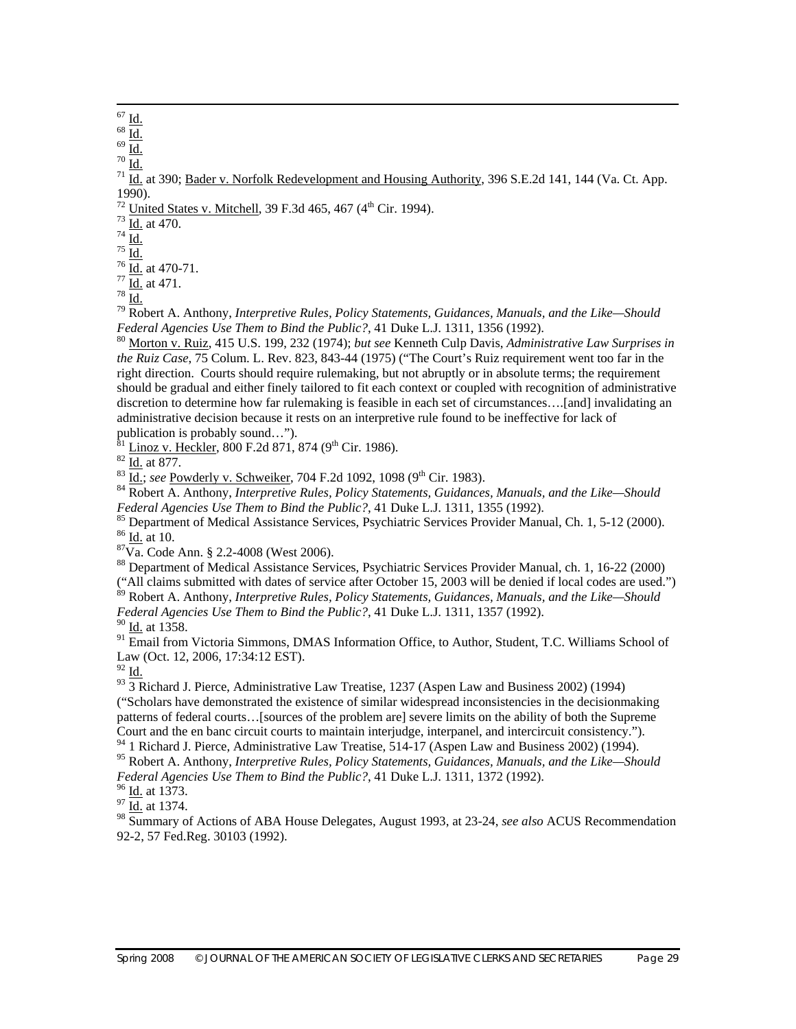[67] Id.

[68] Id.

[69] Id.

[70] Id.

[71] Id. at 390; Bader v. Norfolk Redevelopment and Housing Authority, 396 S.E.2d 141, 144 (Va. Ct. App. 1990).

[72] United States v. Mitchell, 39 F.3d 465, 467 (4th Cir. 1994).

[73] Id. at 470.

[74] Id.

[75] Id.

[76] Id. at 470-71.

[77] Id. at 471.

[78] Id.

[79] Robert A. Anthony, *Interpretive Rules, Policy Statements, Guidances, Manuals, and the Like—Should Federal Agencies Use Them to Bind the Public?*, 41 Duke L.J. 1311, 1356 (1992).

[80] Morton v. Ruiz, 415 U.S. 199, 232 (1974); *but see* Kenneth Culp Davis, *Administrative Law Surprises in the Ruiz Case*, 75 Colum. L. Rev. 823, 843-44 (1975) ("The Court's Ruiz requirement went too far in the right direction. Courts should require rulemaking, but not abruptly or in absolute terms; the requirement should be gradual and either finely tailored to fit each context or coupled with recognition of administrative discretion to determine how far rulemaking is feasible in each set of circumstances….[and] invalidating an administrative decision because it rests on an interpretive rule found to be ineffective for lack of publication is probably sound…").

[81] Linoz v. Heckler, 800 F.2d 871, 874 (9th Cir. 1986).

[82] Id. at 877.

[83] Id.; *see* Powderly v. Schweiker, 704 F.2d 1092, 1098 (9th Cir. 1983).

[84] Robert A. Anthony, *Interpretive Rules, Policy Statements, Guidances, Manuals, and the Like—Should Federal Agencies Use Them to Bind the Public?*, 41 Duke L.J. 1311, 1355 (1992).

[85] Department of Medical Assistance Services, Psychiatric Services Provider Manual, Ch. 1, 5-12 (2000).

[86] Id. at 10.

[87] Va. Code Ann. § 2.2-4008 (West 2006).

[88] Department of Medical Assistance Services, Psychiatric Services Provider Manual, ch. 1, 16-22 (2000) ("All claims submitted with dates of service after October 15, 2003 will be denied if local codes are used.")

[89] Robert A. Anthony, *Interpretive Rules, Policy Statements, Guidances, Manuals, and the Like—Should Federal Agencies Use Them to Bind the Public?*, 41 Duke L.J. 1311, 1357 (1992).

[90] Id. at 1358.

[91] Email from Victoria Simmons, DMAS Information Office, to Author, Student, T.C. Williams School of Law (Oct. 12, 2006, 17:34:12 EST).

[92] Id.

[93] 3 Richard J. Pierce, Administrative Law Treatise, 1237 (Aspen Law and Business 2002) (1994) ("Scholars have demonstrated the existence of similar widespread inconsistencies in the decisionmaking patterns of federal courts…[sources of the problem are] severe limits on the ability of both the Supreme Court and the en banc circuit courts to maintain interjudge, interpanel, and intercircuit consistency.").

[94] 1 Richard J. Pierce, Administrative Law Treatise, 514-17 (Aspen Law and Business 2002) (1994).

[95] Robert A. Anthony, *Interpretive Rules, Policy Statements, Guidances, Manuals, and the Like—Should Federal Agencies Use Them to Bind the Public?*, 41 Duke L.J. 1311, 1372 (1992).

[96] Id. at 1373.

[97] Id. at 1374.

[98] Summary of Actions of ABA House Delegates, August 1993, at 23-24, *see also* ACUS Recommendation 92-2, 57 Fed.Reg. 30103 (1992).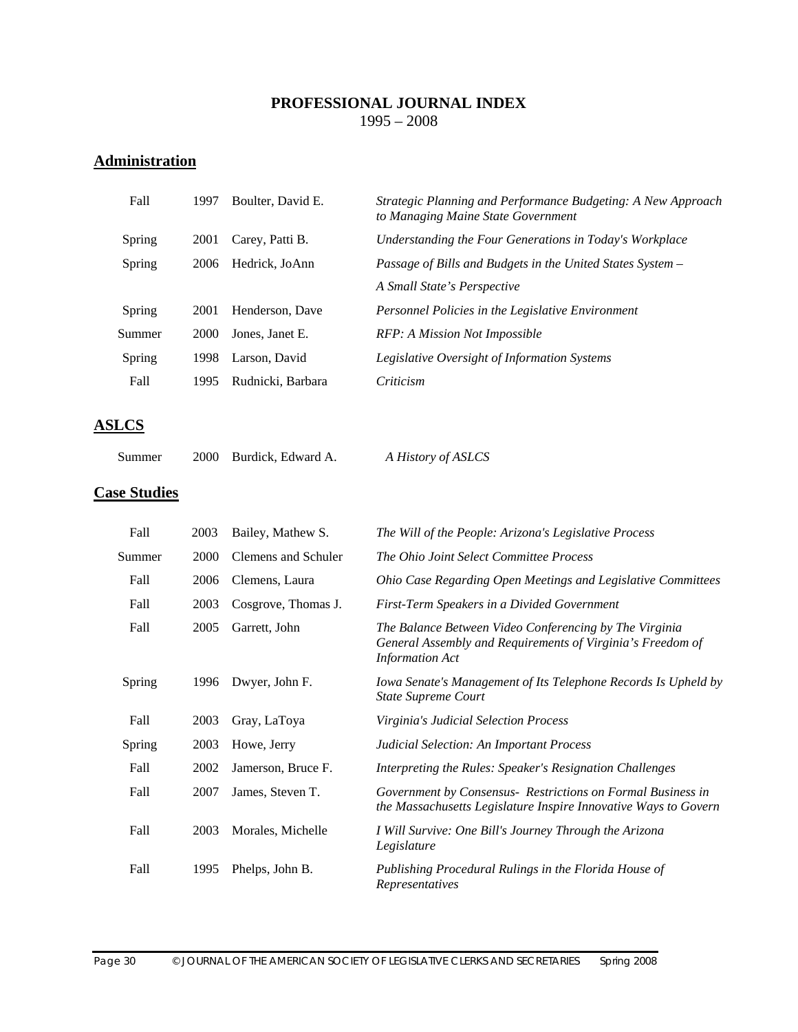# PROFESSIONAL JOURNAL INDEX

1995 – 2008

## Administration

| | | | |
|---|---|---|---|
| Fall | 1997 | Boulter, David E. | *Strategic Planning and Performance Budgeting: A New Approach to Managing Maine State Government* |
| Spring | 2001 | Carey, Patti B. | *Understanding the Four Generations in Today's Workplace* |
| Spring | 2006 | Hedrick, JoAnn | *Passage of Bills and Budgets in the United States System – A Small State's Perspective* |
| Spring | 2001 | Henderson, Dave | *Personnel Policies in the Legislative Environment* |
| Summer | 2000 | Jones, Janet E. | *RFP: A Mission Not Impossible* |
| Spring | 1998 | Larson, David | *Legislative Oversight of Information Systems* |
| Fall | 1995 | Rudnicki, Barbara | *Criticism* |

## ASLCS

| | | | |
|---|---|---|---|
| Summer | 2000 | Burdick, Edward A. | *A History of ASLCS* |

## Case Studies

| | | | |
|---|---|---|---|
| Fall | 2003 | Bailey, Mathew S. | *The Will of the People: Arizona's Legislative Process* |
| Summer | 2000 | Clemens and Schuler | *The Ohio Joint Select Committee Process* |
| Fall | 2006 | Clemens, Laura | *Ohio Case Regarding Open Meetings and Legislative Committees* |
| Fall | 2003 | Cosgrove, Thomas J. | *First-Term Speakers in a Divided Government* |
| Fall | 2005 | Garrett, John | *The Balance Between Video Conferencing by The Virginia General Assembly and Requirements of Virginia's Freedom of Information Act* |
| Spring | 1996 | Dwyer, John F. | *Iowa Senate's Management of Its Telephone Records Is Upheld by State Supreme Court* |
| Fall | 2003 | Gray, LaToya | *Virginia's Judicial Selection Process* |
| Spring | 2003 | Howe, Jerry | *Judicial Selection: An Important Process* |
| Fall | 2002 | Jamerson, Bruce F. | *Interpreting the Rules: Speaker's Resignation Challenges* |
| Fall | 2007 | James, Steven T. | *Government by Consensus- Restrictions on Formal Business in the Massachusetts Legislature Inspire Innovative Ways to Govern* |
| Fall | 2003 | Morales, Michelle | *I Will Survive: One Bill's Journey Through the Arizona Legislature* |
| Fall | 1995 | Phelps, John B. | *Publishing Procedural Rulings in the Florida House of Representatives* |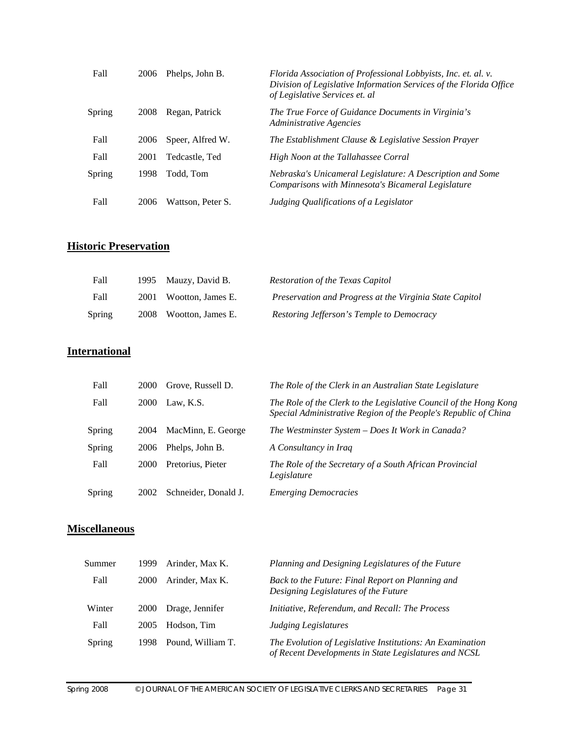| | | | |
|---|---|---|---|
| Fall | 2006 | Phelps, John B. | *Florida Association of Professional Lobbyists, Inc. et. al. v. Division of Legislative Information Services of the Florida Office of Legislative Services et. al* |
| Spring | 2008 | Regan, Patrick | *The True Force of Guidance Documents in Virginia's Administrative Agencies* |
| Fall | 2006 | Speer, Alfred W. | *The Establishment Clause & Legislative Session Prayer* |
| Fall | 2001 | Tedcastle, Ted | *High Noon at the Tallahassee Corral* |
| Spring | 1998 | Todd, Tom | *Nebraska's Unicameral Legislature: A Description and Some Comparisons with Minnesota's Bicameral Legislature* |
| Fall | 2006 | Wattson, Peter S. | *Judging Qualifications of a Legislator* |

## Historic Preservation

| | | | |
|---|---|---|---|
| Fall | 1995 | Mauzy, David B. | *Restoration of the Texas Capitol* |
| Fall | 2001 | Wootton, James E. | *Preservation and Progress at the Virginia State Capitol* |
| Spring | 2008 | Wootton, James E. | *Restoring Jefferson's Temple to Democracy* |

## International

| | | | |
|---|---|---|---|
| Fall | 2000 | Grove, Russell D. | *The Role of the Clerk in an Australian State Legislature* |
| Fall | 2000 | Law, K.S. | *The Role of the Clerk to the Legislative Council of the Hong Kong Special Administrative Region of the People's Republic of China* |
| Spring | 2004 | MacMinn, E. George | *The Westminster System – Does It Work in Canada?* |
| Spring | 2006 | Phelps, John B. | *A Consultancy in Iraq* |
| Fall | 2000 | Pretorius, Pieter | *The Role of the Secretary of a South African Provincial Legislature* |
| Spring | 2002 | Schneider, Donald J. | *Emerging Democracies* |

## Miscellaneous

| | | | |
|---|---|---|---|
| Summer | 1999 | Arinder, Max K. | *Planning and Designing Legislatures of the Future* |
| Fall | 2000 | Arinder, Max K. | *Back to the Future: Final Report on Planning and Designing Legislatures of the Future* |
| Winter | 2000 | Drage, Jennifer | *Initiative, Referendum, and Recall: The Process* |
| Fall | 2005 | Hodson, Tim | *Judging Legislatures* |
| Spring | 1998 | Pound, William T. | *The Evolution of Legislative Institutions: An Examination of Recent Developments in State Legislatures and NCSL* |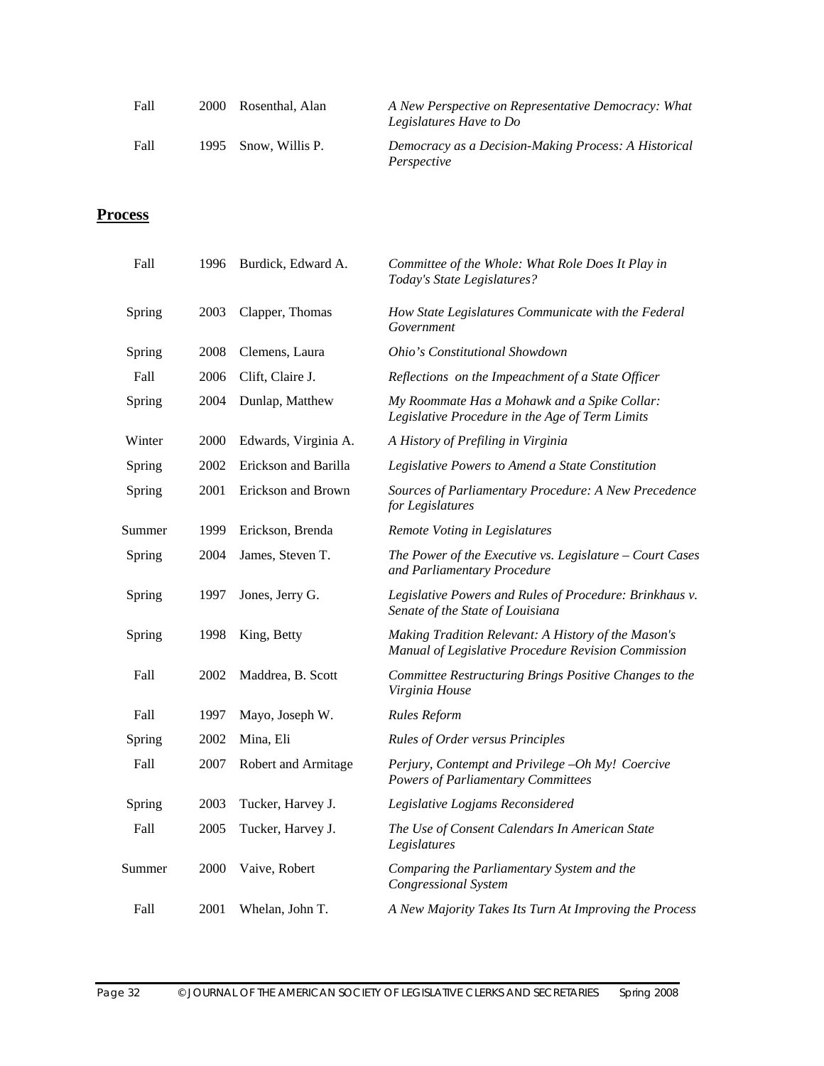| | | | |
|---|---|---|---|
| Fall | 2000 | Rosenthal, Alan | *A New Perspective on Representative Democracy: What Legislatures Have to Do* |
| Fall | 1995 | Snow, Willis P. | *Democracy as a Decision-Making Process: A Historical Perspective* |

## Process

| | | | |
|---|---|---|---|
| Fall | 1996 | Burdick, Edward A. | *Committee of the Whole: What Role Does It Play in Today's State Legislatures?* |
| Spring | 2003 | Clapper, Thomas | *How State Legislatures Communicate with the Federal Government* |
| Spring | 2008 | Clemens, Laura | *Ohio's Constitutional Showdown* |
| Fall | 2006 | Clift, Claire J. | *Reflections on the Impeachment of a State Officer* |
| Spring | 2004 | Dunlap, Matthew | *My Roommate Has a Mohawk and a Spike Collar: Legislative Procedure in the Age of Term Limits* |
| Winter | 2000 | Edwards, Virginia A. | *A History of Prefiling in Virginia* |
| Spring | 2002 | Erickson and Barilla | *Legislative Powers to Amend a State Constitution* |
| Spring | 2001 | Erickson and Brown | *Sources of Parliamentary Procedure: A New Precedence for Legislatures* |
| Summer | 1999 | Erickson, Brenda | *Remote Voting in Legislatures* |
| Spring | 2004 | James, Steven T. | *The Power of the Executive vs. Legislature – Court Cases and Parliamentary Procedure* |
| Spring | 1997 | Jones, Jerry G. | *Legislative Powers and Rules of Procedure: Brinkhaus v. Senate of the State of Louisiana* |
| Spring | 1998 | King, Betty | *Making Tradition Relevant: A History of the Mason's Manual of Legislative Procedure Revision Commission* |
| Fall | 2002 | Maddrea, B. Scott | *Committee Restructuring Brings Positive Changes to the Virginia House* |
| Fall | 1997 | Mayo, Joseph W. | *Rules Reform* |
| Spring | 2002 | Mina, Eli | *Rules of Order versus Principles* |
| Fall | 2007 | Robert and Armitage | *Perjury, Contempt and Privilege –Oh My! Coercive Powers of Parliamentary Committees* |
| Spring | 2003 | Tucker, Harvey J. | *Legislative Logjams Reconsidered* |
| Fall | 2005 | Tucker, Harvey J. | *The Use of Consent Calendars In American State Legislatures* |
| Summer | 2000 | Vaive, Robert | *Comparing the Parliamentary System and the Congressional System* |
| Fall | 2001 | Whelan, John T. | *A New Majority Takes Its Turn At Improving the Process* |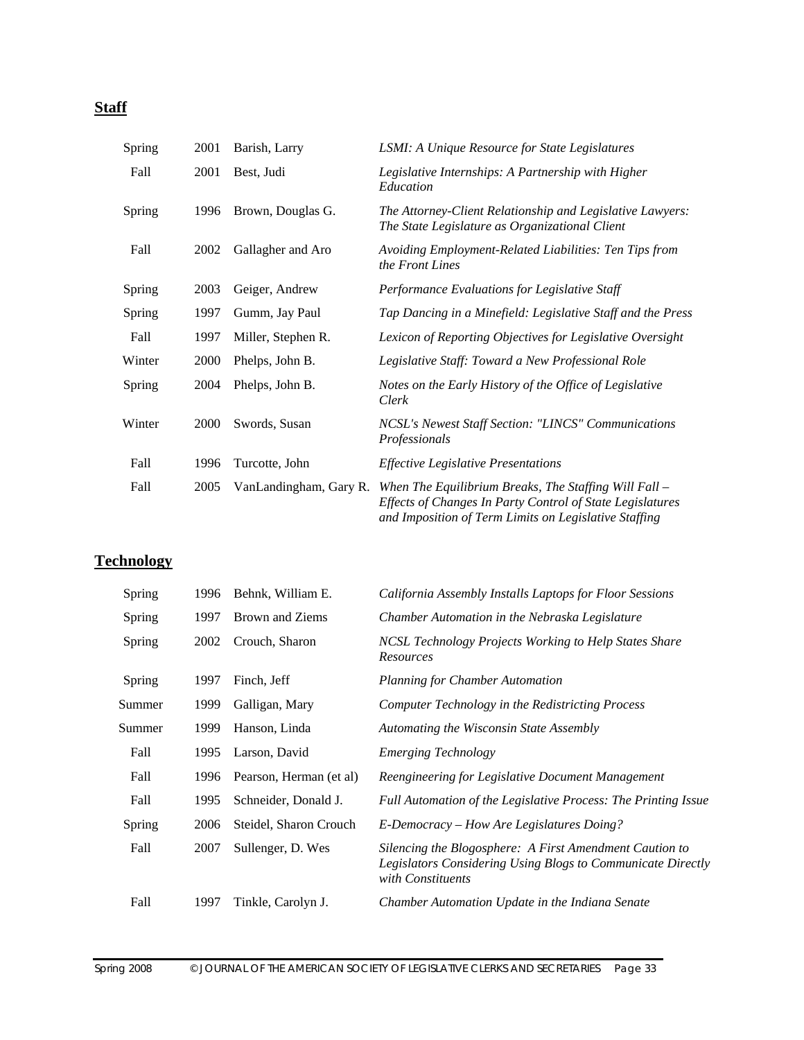## **Staff**

| | | | |
|---|---|---|---|
| Spring | 2001 | Barish, Larry | *LSMI: A Unique Resource for State Legislatures* |
| Fall | 2001 | Best, Judi | *Legislative Internships: A Partnership with Higher Education* |
| Spring | 1996 | Brown, Douglas G. | *The Attorney-Client Relationship and Legislative Lawyers: The State Legislature as Organizational Client* |
| Fall | 2002 | Gallagher and Aro | *Avoiding Employment-Related Liabilities: Ten Tips from the Front Lines* |
| Spring | 2003 | Geiger, Andrew | *Performance Evaluations for Legislative Staff* |
| Spring | 1997 | Gumm, Jay Paul | *Tap Dancing in a Minefield: Legislative Staff and the Press* |
| Fall | 1997 | Miller, Stephen R. | *Lexicon of Reporting Objectives for Legislative Oversight* |
| Winter | 2000 | Phelps, John B. | *Legislative Staff: Toward a New Professional Role* |
| Spring | 2004 | Phelps, John B. | *Notes on the Early History of the Office of Legislative Clerk* |
| Winter | 2000 | Swords, Susan | *NCSL's Newest Staff Section: "LINCS" Communications Professionals* |
| Fall | 1996 | Turcotte, John | *Effective Legislative Presentations* |
| Fall | 2005 | VanLandingham, Gary R. | *When The Equilibrium Breaks, The Staffing Will Fall – Effects of Changes In Party Control of State Legislatures and Imposition of Term Limits on Legislative Staffing* |

## **Technology**

| | | | |
|---|---|---|---|
| Spring | 1996 | Behnk, William E. | *California Assembly Installs Laptops for Floor Sessions* |
| Spring | 1997 | Brown and Ziems | *Chamber Automation in the Nebraska Legislature* |
| Spring | 2002 | Crouch, Sharon | *NCSL Technology Projects Working to Help States Share Resources* |
| Spring | 1997 | Finch, Jeff | *Planning for Chamber Automation* |
| Summer | 1999 | Galligan, Mary | *Computer Technology in the Redistricting Process* |
| Summer | 1999 | Hanson, Linda | *Automating the Wisconsin State Assembly* |
| Fall | 1995 | Larson, David | *Emerging Technology* |
| Fall | 1996 | Pearson, Herman (et al) | *Reengineering for Legislative Document Management* |
| Fall | 1995 | Schneider, Donald J. | *Full Automation of the Legislative Process: The Printing Issue* |
| Spring | 2006 | Steidel, Sharon Crouch | *E-Democracy – How Are Legislatures Doing?* |
| Fall | 2007 | Sullenger, D. Wes | *Silencing the Blogosphere: A First Amendment Caution to Legislators Considering Using Blogs to Communicate Directly with Constituents* |
| Fall | 1997 | Tinkle, Carolyn J. | *Chamber Automation Update in the Indiana Senate* |